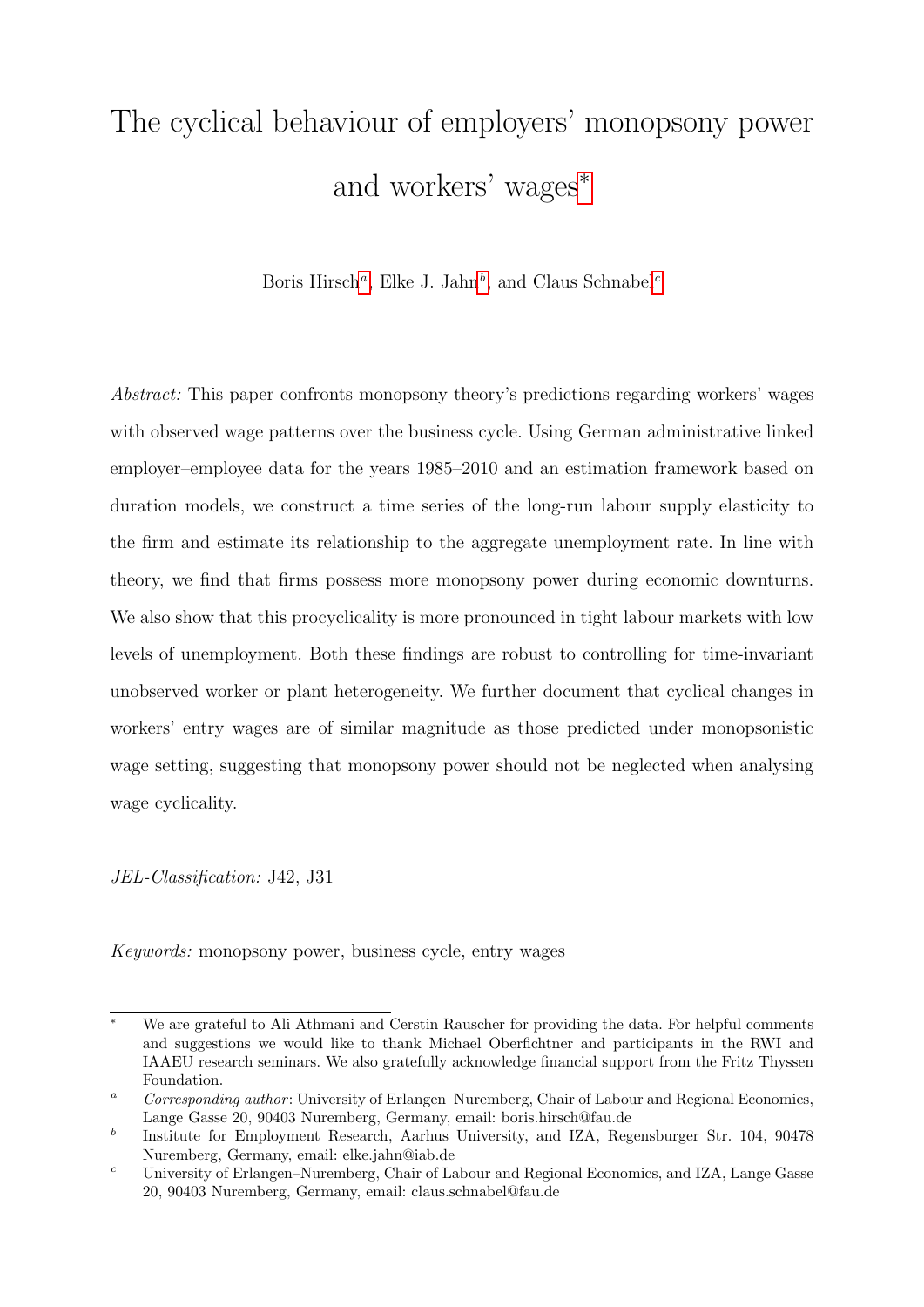# The cyclical behaviour of employers' monopsony power and workers' wages[*]

Boris Hirsch[a], Elke J. Jahn[b], and Claus Schnabel[c]

*Abstract:* This paper confronts monopsony theory's predictions regarding workers' wages with observed wage patterns over the business cycle. Using German administrative linked employer–employee data for the years 1985–2010 and an estimation framework based on duration models, we construct a time series of the long-run labour supply elasticity to the firm and estimate its relationship to the aggregate unemployment rate. In line with theory, we find that firms possess more monopsony power during economic downturns. We also show that this procyclicality is more pronounced in tight labour markets with low levels of unemployment. Both these findings are robust to controlling for time-invariant unobserved worker or plant heterogeneity. We further document that cyclical changes in workers' entry wages are of similar magnitude as those predicted under monopsonistic wage setting, suggesting that monopsony power should not be neglected when analysing wage cyclicality.

*JEL-Classification:* J42, J31

*Keywords:* monopsony power, business cycle, entry wages

---

[*] We are grateful to Ali Athmani and Cerstin Rauscher for providing the data. For helpful comments and suggestions we would like to thank Michael Oberfichtner and participants in the RWI and IAAEU research seminars. We also gratefully acknowledge financial support from the Fritz Thyssen Foundation.

[a] *Corresponding author*: University of Erlangen–Nuremberg, Chair of Labour and Regional Economics, Lange Gasse 20, 90403 Nuremberg, Germany, email: boris.hirsch@fau.de

[b] Institute for Employment Research, Aarhus University, and IZA, Regensburger Str. 104, 90478 Nuremberg, Germany, email: elke.jahn@iab.de

[c] University of Erlangen–Nuremberg, Chair of Labour and Regional Economics, and IZA, Lange Gasse 20, 90403 Nuremberg, Germany, email: claus.schnabel@fau.de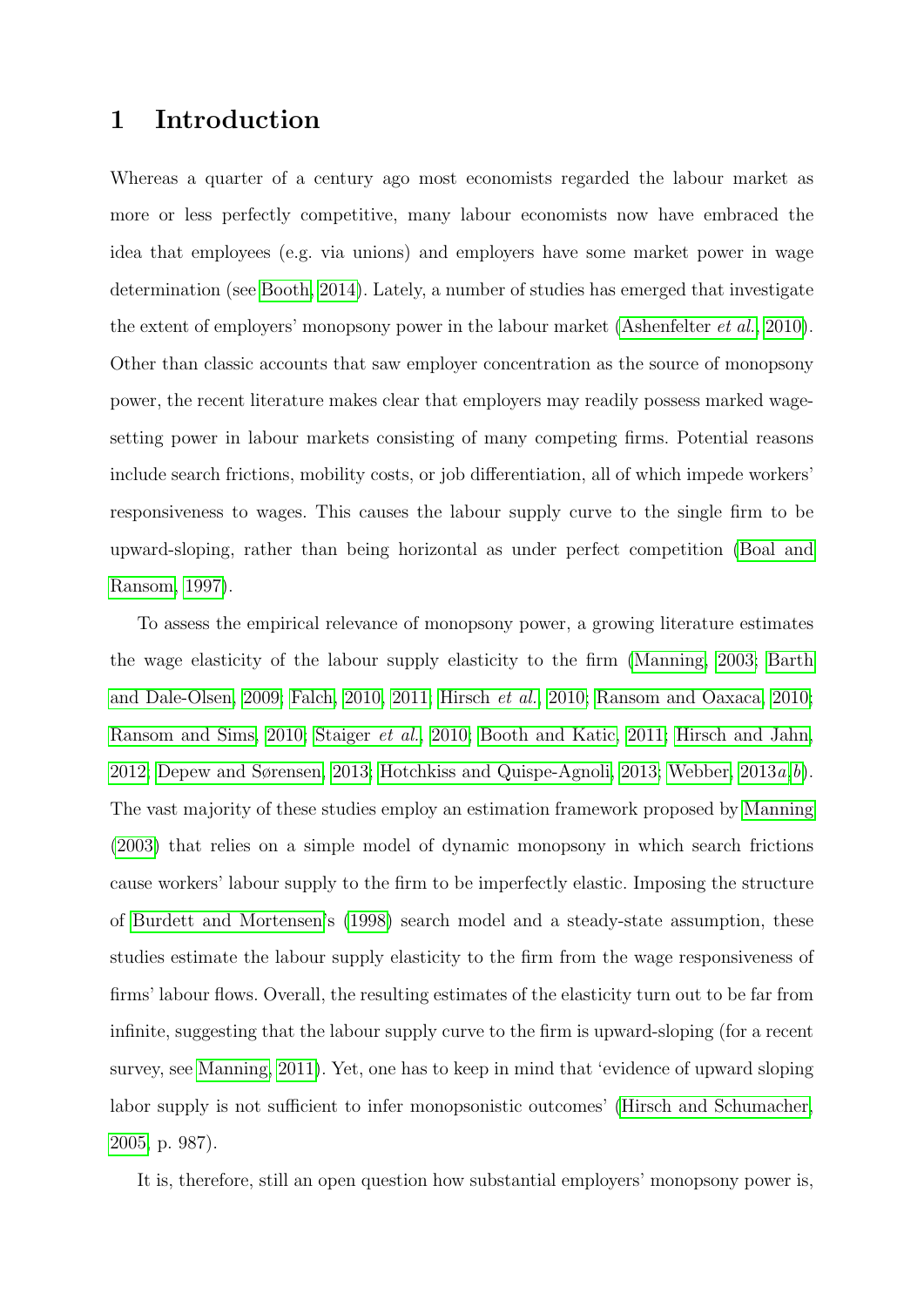# 1 Introduction

Whereas a quarter of a century ago most economists regarded the labour market as more or less perfectly competitive, many labour economists now have embraced the idea that employees (e.g. via unions) and employers have some market power in wage determination (see Booth, 2014). Lately, a number of studies has emerged that investigate the extent of employers' monopsony power in the labour market (Ashenfelter *et al.*, 2010). Other than classic accounts that saw employer concentration as the source of monopsony power, the recent literature makes clear that employers may readily possess marked wage-setting power in labour markets consisting of many competing firms. Potential reasons include search frictions, mobility costs, or job differentiation, all of which impede workers' responsiveness to wages. This causes the labour supply curve to the single firm to be upward-sloping, rather than being horizontal as under perfect competition (Boal and Ransom, 1997).

To assess the empirical relevance of monopsony power, a growing literature estimates the wage elasticity of the labour supply elasticity to the firm (Manning, 2003; Barth and Dale-Olsen, 2009; Falch, 2010, 2011; Hirsch *et al.*, 2010; Ransom and Oaxaca, 2010; Ransom and Sims, 2010; Staiger *et al.*, 2010; Booth and Katic, 2011; Hirsch and Jahn, 2012; Depew and Sørensen, 2013; Hotchkiss and Quispe-Agnoli, 2013; Webber, 2013*a*,*b*). The vast majority of these studies employ an estimation framework proposed by Manning (2003) that relies on a simple model of dynamic monopsony in which search frictions cause workers' labour supply to the firm to be imperfectly elastic. Imposing the structure of Burdett and Mortensen's (1998) search model and a steady-state assumption, these studies estimate the labour supply elasticity to the firm from the wage responsiveness of firms' labour flows. Overall, the resulting estimates of the elasticity turn out to be far from infinite, suggesting that the labour supply curve to the firm is upward-sloping (for a recent survey, see Manning, 2011). Yet, one has to keep in mind that 'evidence of upward sloping labor supply is not sufficient to infer monopsonistic outcomes' (Hirsch and Schumacher, 2005, p. 987).

It is, therefore, still an open question how substantial employers' monopsony power is,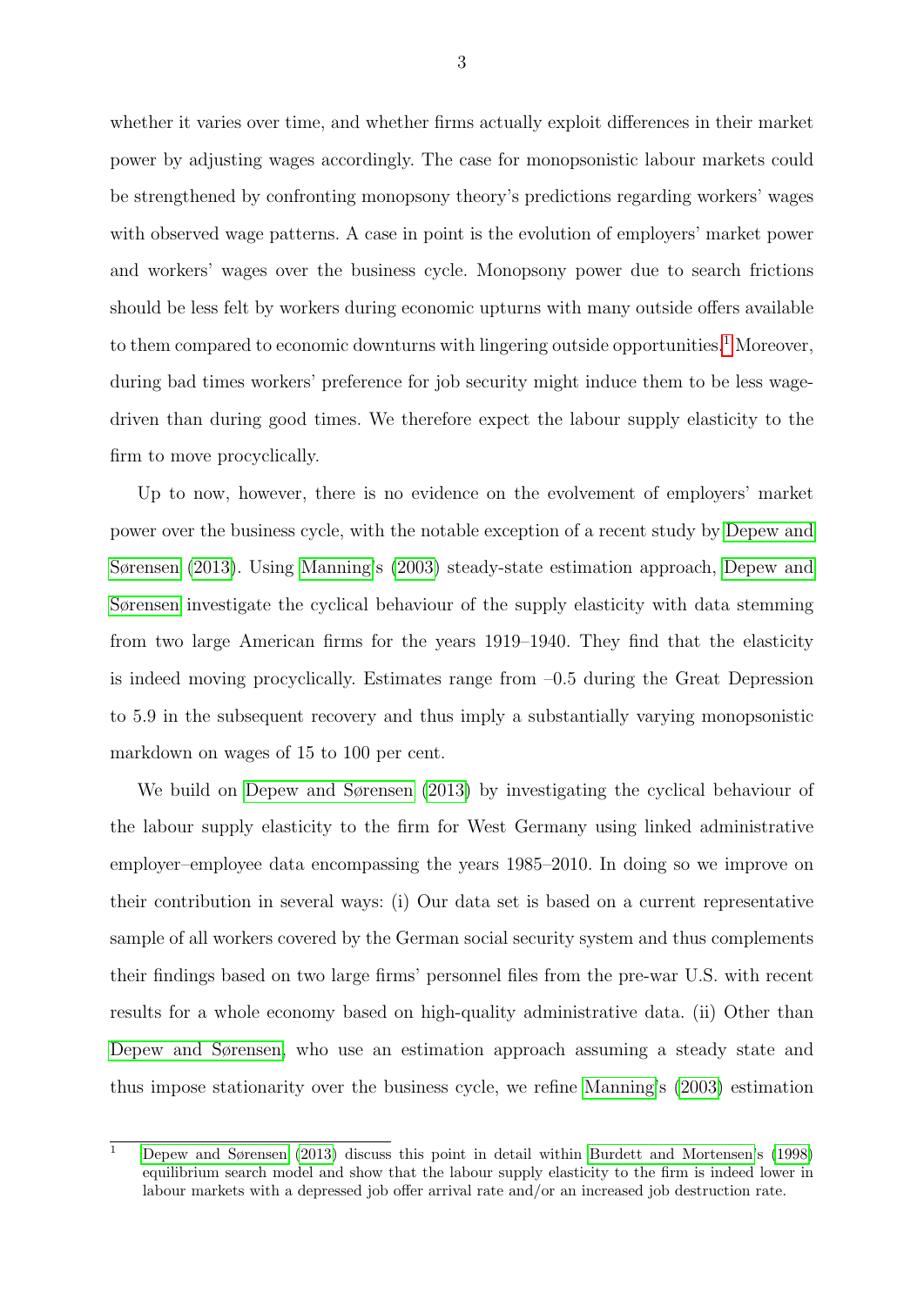whether it varies over time, and whether firms actually exploit differences in their market power by adjusting wages accordingly. The case for monopsonistic labour markets could be strengthened by confronting monopsony theory's predictions regarding workers' wages with observed wage patterns. A case in point is the evolution of employers' market power and workers' wages over the business cycle. Monopsony power due to search frictions should be less felt by workers during economic upturns with many outside offers available to them compared to economic downturns with lingering outside opportunities.[1] Moreover, during bad times workers' preference for job security might induce them to be less wage-driven than during good times. We therefore expect the labour supply elasticity to the firm to move procyclically.

Up to now, however, there is no evidence on the evolvement of employers' market power over the business cycle, with the notable exception of a recent study by Depew and Sørensen (2013). Using Manning's (2003) steady-state estimation approach, Depew and Sørensen investigate the cyclical behaviour of the supply elasticity with data stemming from two large American firms for the years 1919–1940. They find that the elasticity is indeed moving procyclically. Estimates range from –0.5 during the Great Depression to 5.9 in the subsequent recovery and thus imply a substantially varying monopsonistic markdown on wages of 15 to 100 per cent.

We build on Depew and Sørensen (2013) by investigating the cyclical behaviour of the labour supply elasticity to the firm for West Germany using linked administrative employer–employee data encompassing the years 1985–2010. In doing so we improve on their contribution in several ways: (i) Our data set is based on a current representative sample of all workers covered by the German social security system and thus complements their findings based on two large firms' personnel files from the pre-war U.S. with recent results for a whole economy based on high-quality administrative data. (ii) Other than Depew and Sørensen, who use an estimation approach assuming a steady state and thus impose stationarity over the business cycle, we refine Manning's (2003) estimation

[1] Depew and Sørensen (2013) discuss this point in detail within Burdett and Mortensen's (1998) equilibrium search model and show that the labour supply elasticity to the firm is indeed lower in labour markets with a depressed job offer arrival rate and/or an increased job destruction rate.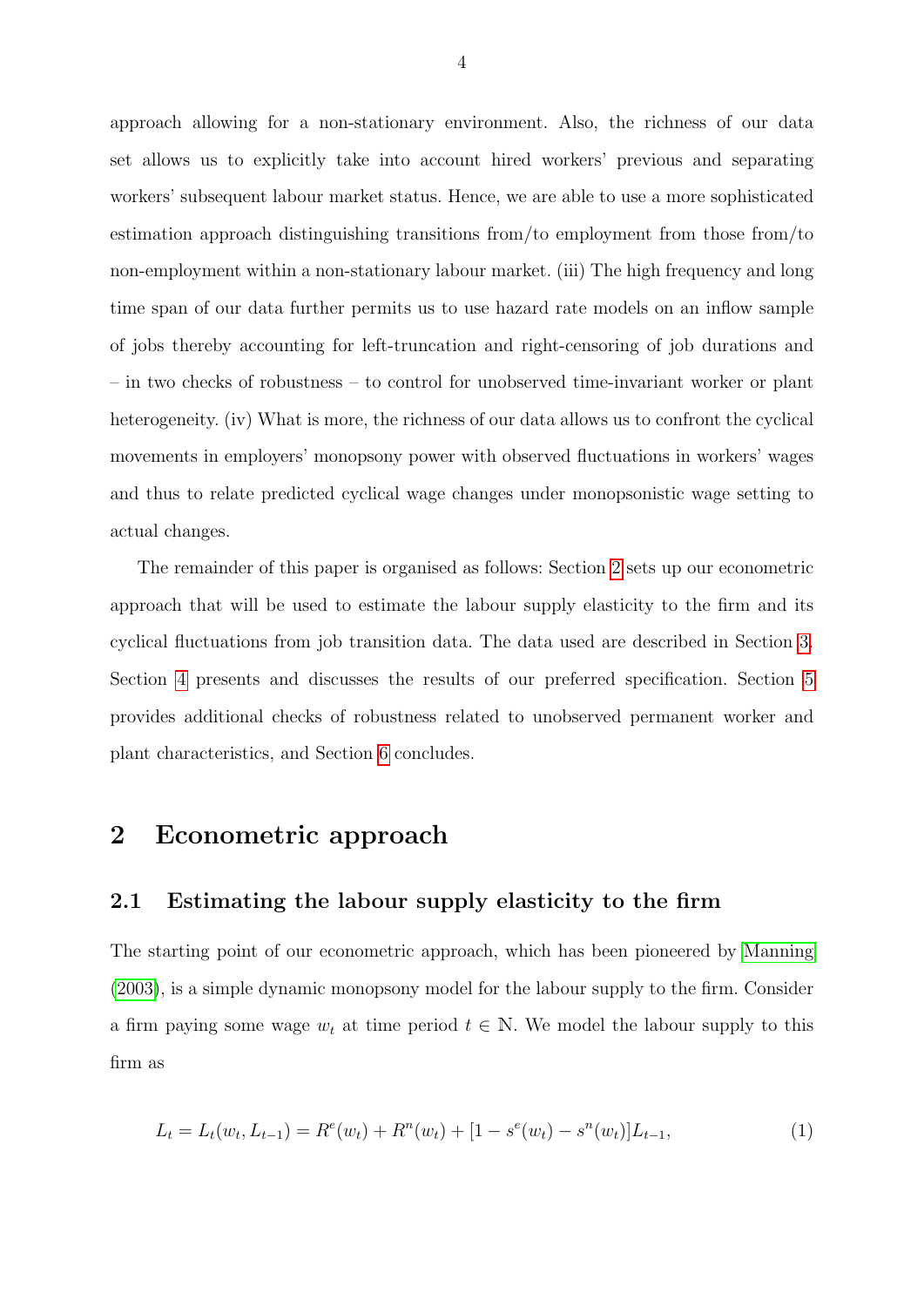approach allowing for a non-stationary environment. Also, the richness of our data set allows us to explicitly take into account hired workers' previous and separating workers' subsequent labour market status. Hence, we are able to use a more sophisticated estimation approach distinguishing transitions from/to employment from those from/to non-employment within a non-stationary labour market. (iii) The high frequency and long time span of our data further permits us to use hazard rate models on an inflow sample of jobs thereby accounting for left-truncation and right-censoring of job durations and – in two checks of robustness – to control for unobserved time-invariant worker or plant heterogeneity. (iv) What is more, the richness of our data allows us to confront the cyclical movements in employers' monopsony power with observed fluctuations in workers' wages and thus to relate predicted cyclical wage changes under monopsonistic wage setting to actual changes.

The remainder of this paper is organised as follows: Section 2 sets up our econometric approach that will be used to estimate the labour supply elasticity to the firm and its cyclical fluctuations from job transition data. The data used are described in Section 3. Section 4 presents and discusses the results of our preferred specification. Section 5 provides additional checks of robustness related to unobserved permanent worker and plant characteristics, and Section 6 concludes.

# 2 Econometric approach

## 2.1 Estimating the labour supply elasticity to the firm

The starting point of our econometric approach, which has been pioneered by Manning (2003), is a simple dynamic monopsony model for the labour supply to the firm. Consider a firm paying some wage $w_t$ at time period $t \in \mathbb{N}$. We model the labour supply to this firm as

$$L_t = L_t(w_t, L_{t-1}) = R^e(w_t) + R^n(w_t) + [1 - s^e(w_t) - s^n(w_t)]L_{t-1}, \tag{1}$$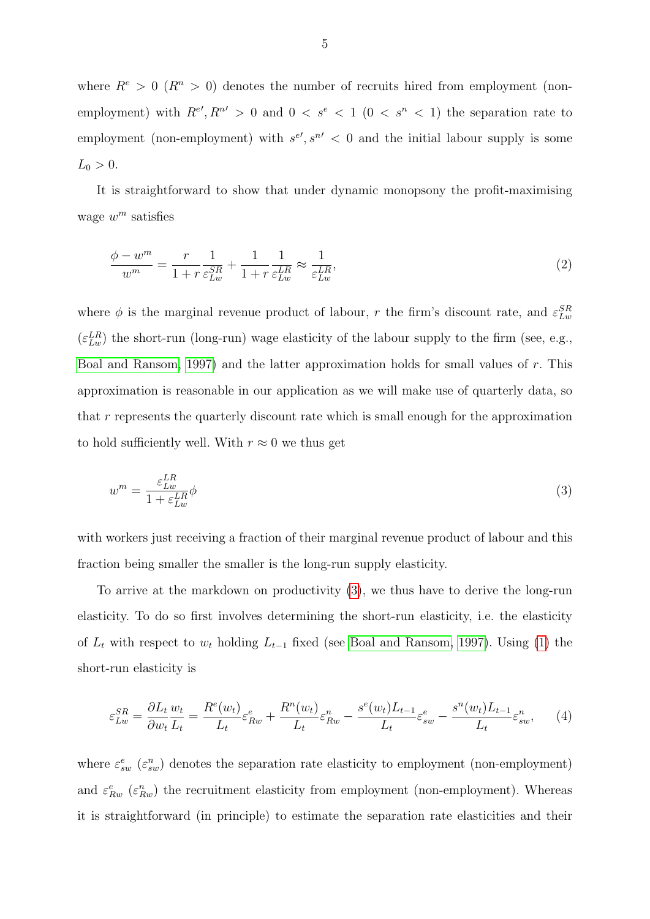where $R^e > 0$ ($R^n > 0$) denotes the number of recruits hired from employment (non-employment) with $R^{e\prime}, R^{n\prime} > 0$ and $0 < s^e < 1$ ($0 < s^n < 1$) the separation rate to employment (non-employment) with $s^{e\prime}, s^{n\prime} < 0$ and the initial labour supply is some $L_0 > 0$.

It is straightforward to show that under dynamic monopsony the profit-maximising wage $w^m$ satisfies

$$\frac{\phi - w^m}{w^m} = \frac{r}{1+r}\frac{1}{\varepsilon_{Lw}^{SR}} + \frac{1}{1+r}\frac{1}{\varepsilon_{Lw}^{LR}} \approx \frac{1}{\varepsilon_{Lw}^{LR}}, \tag{2}$$

where $\phi$ is the marginal revenue product of labour, $r$ the firm's discount rate, and $\varepsilon_{Lw}^{SR}$ ($\varepsilon_{Lw}^{LR}$) the short-run (long-run) wage elasticity of the labour supply to the firm (see, e.g., Boal and Ransom, 1997) and the latter approximation holds for small values of $r$. This approximation is reasonable in our application as we will make use of quarterly data, so that $r$ represents the quarterly discount rate which is small enough for the approximation to hold sufficiently well. With $r \approx 0$ we thus get

$$w^m = \frac{\varepsilon_{Lw}^{LR}}{1 + \varepsilon_{Lw}^{LR}}\phi \tag{3}$$

with workers just receiving a fraction of their marginal revenue product of labour and this fraction being smaller the smaller is the long-run supply elasticity.

To arrive at the markdown on productivity (3), we thus have to derive the long-run elasticity. To do so first involves determining the short-run elasticity, i.e. the elasticity of $L_t$ with respect to $w_t$ holding $L_{t-1}$ fixed (see Boal and Ransom, 1997). Using (1) the short-run elasticity is

$$\varepsilon_{Lw}^{SR} = \frac{\partial L_t}{\partial w_t}\frac{w_t}{L_t} = \frac{R^e(w_t)}{L_t}\varepsilon_{Rw}^e + \frac{R^n(w_t)}{L_t}\varepsilon_{Rw}^n - \frac{s^e(w_t)L_{t-1}}{L_t}\varepsilon_{sw}^e - \frac{s^n(w_t)L_{t-1}}{L_t}\varepsilon_{sw}^n, \tag{4}$$

where $\varepsilon_{sw}^e$ ($\varepsilon_{sw}^n$) denotes the separation rate elasticity to employment (non-employment) and $\varepsilon_{Rw}^e$ ($\varepsilon_{Rw}^n$) the recruitment elasticity from employment (non-employment). Whereas it is straightforward (in principle) to estimate the separation rate elasticities and their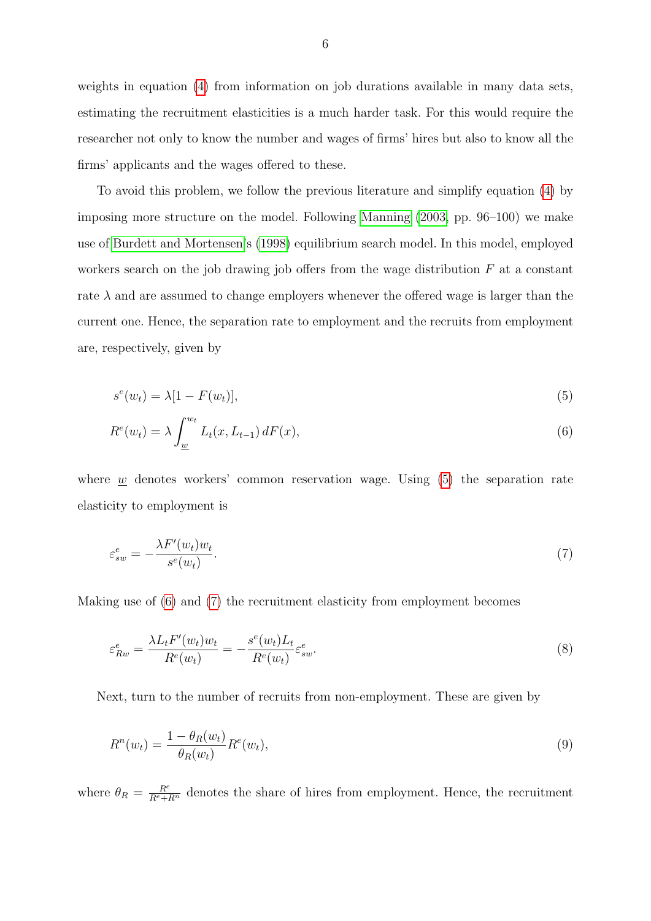weights in equation (4) from information on job durations available in many data sets, estimating the recruitment elasticities is a much harder task. For this would require the researcher not only to know the number and wages of firms' hires but also to know all the firms' applicants and the wages offered to these.

To avoid this problem, we follow the previous literature and simplify equation (4) by imposing more structure on the model. Following Manning (2003, pp. 96–100) we make use of Burdett and Mortensen's (1998) equilibrium search model. In this model, employed workers search on the job drawing job offers from the wage distribution $F$ at a constant rate $\lambda$ and are assumed to change employers whenever the offered wage is larger than the current one. Hence, the separation rate to employment and the recruits from employment are, respectively, given by

$$s^e(w_t) = \lambda[1 - F(w_t)], \tag{5}$$

$$R^e(w_t) = \lambda \int_{\underline{w}}^{w_t} L_t(x, L_{t-1})\, dF(x), \tag{6}$$

where $\underline{w}$ denotes workers' common reservation wage. Using (5) the separation rate elasticity to employment is

$$\varepsilon^e_{sw} = -\frac{\lambda F'(w_t) w_t}{s^e(w_t)}. \tag{7}$$

Making use of (6) and (7) the recruitment elasticity from employment becomes

$$\varepsilon^e_{Rw} = \frac{\lambda L_t F'(w_t) w_t}{R^e(w_t)} = -\frac{s^e(w_t) L_t}{R^e(w_t)} \varepsilon^e_{sw}. \tag{8}$$

Next, turn to the number of recruits from non-employment. These are given by

$$R^n(w_t) = \frac{1 - \theta_R(w_t)}{\theta_R(w_t)} R^e(w_t), \tag{9}$$

where $\theta_R = \frac{R^e}{R^e + R^n}$ denotes the share of hires from employment. Hence, the recruitment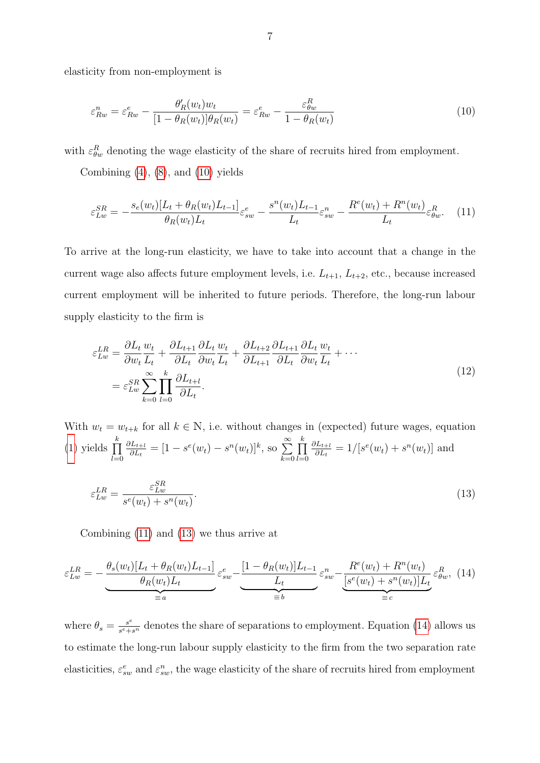elasticity from non-employment is

$$\varepsilon_{Rw}^{n} = \varepsilon_{Rw}^{e} - \frac{\theta_R'(w_t)w_t}{[1-\theta_R(w_t)]\theta_R(w_t)} = \varepsilon_{Rw}^{e} - \frac{\varepsilon_{\theta w}^{R}}{1-\theta_R(w_t)} \tag{10}$$

with $\varepsilon_{\theta w}^{R}$ denoting the wage elasticity of the share of recruits hired from employment.

Combining (4), (8), and (10) yields

$$\varepsilon_{Lw}^{SR} = -\frac{s_e(w_t)[L_t + \theta_R(w_t)L_{t-1}]}{\theta_R(w_t)L_t}\varepsilon_{sw}^{e} - \frac{s^n(w_t)L_{t-1}}{L_t}\varepsilon_{sw}^{n} - \frac{R^e(w_t)+R^n(w_t)}{L_t}\varepsilon_{\theta w}^{R}. \tag{11}$$

To arrive at the long-run elasticity, we have to take into account that a change in the current wage also affects future employment levels, i.e. $L_{t+1}$, $L_{t+2}$, etc., because increased current employment will be inherited to future periods. Therefore, the long-run labour supply elasticity to the firm is

$$\begin{aligned}
\varepsilon_{Lw}^{LR} &= \frac{\partial L_t}{\partial w_t}\frac{w_t}{L_t} + \frac{\partial L_{t+1}}{\partial L_t}\frac{\partial L_t}{\partial w_t}\frac{w_t}{L_t} + \frac{\partial L_{t+2}}{\partial L_{t+1}}\frac{\partial L_{t+1}}{\partial L_t}\frac{\partial L_t}{\partial w_t}\frac{w_t}{L_t} + \cdots \\
&= \varepsilon_{Lw}^{SR}\sum_{k=0}^{\infty}\prod_{l=0}^{k}\frac{\partial L_{t+l}}{\partial L_t}.
\end{aligned} \tag{12}$$

With $w_t = w_{t+k}$ for all $k \in \mathbb{N}$, i.e. without changes in (expected) future wages, equation (1) yields $\prod_{l=0}^{k}\frac{\partial L_{t+l}}{\partial L_t} = [1 - s^e(w_t) - s^n(w_t)]^k$, so $\sum_{k=0}^{\infty}\prod_{l=0}^{k}\frac{\partial L_{t+l}}{\partial L_t} = 1/[s^e(w_t)+s^n(w_t)]$ and

$$\varepsilon_{Lw}^{LR} = \frac{\varepsilon_{Lw}^{SR}}{s^e(w_t)+s^n(w_t)}. \tag{13}$$

Combining (11) and (13) we thus arrive at

$$\varepsilon_{Lw}^{LR} = -\underbrace{\frac{\theta_s(w_t)[L_t+\theta_R(w_t)L_{t-1}]}{\theta_R(w_t)L_t}}_{\equiv a}\varepsilon_{sw}^{e} - \underbrace{\frac{[1-\theta_R(w_t)]L_{t-1}}{L_t}}_{\equiv b}\varepsilon_{sw}^{n} - \underbrace{\frac{R^e(w_t)+R^n(w_t)}{[s^e(w_t)+s^n(w_t)]L_t}}_{\equiv c}\varepsilon_{\theta w}^{R}, \tag{14}$$

where $\theta_s = \frac{s^e}{s^e+s^n}$ denotes the share of separations to employment. Equation (14) allows us to estimate the long-run labour supply elasticity to the firm from the two separation rate elasticities, $\varepsilon_{sw}^{e}$ and $\varepsilon_{sw}^{n}$, the wage elasticity of the share of recruits hired from employment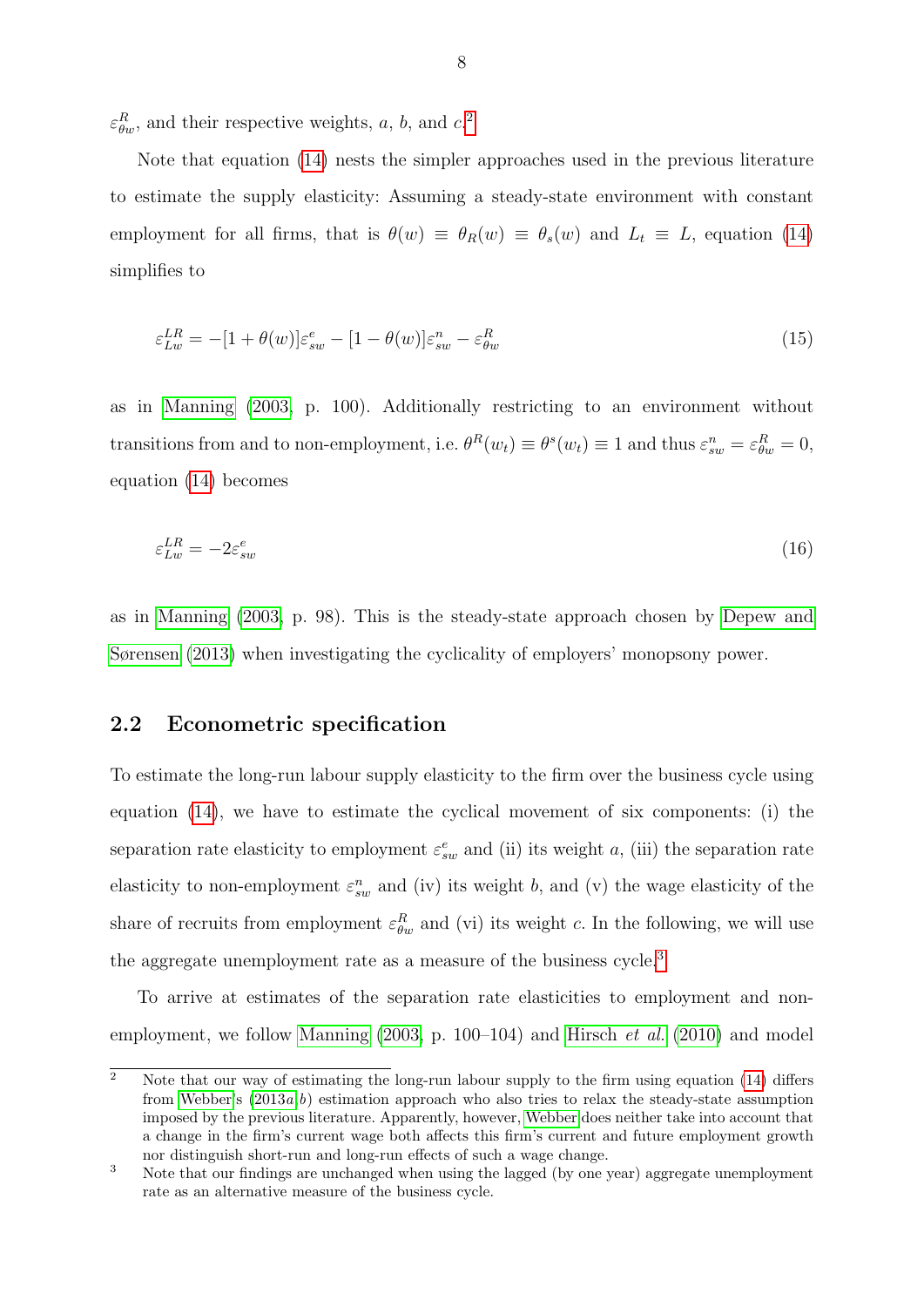$\varepsilon^R_{\theta w}$, and their respective weights, $a$, $b$, and $c$.[2]

Note that equation (14) nests the simpler approaches used in the previous literature to estimate the supply elasticity: Assuming a steady-state environment with constant employment for all firms, that is $\theta(w) \equiv \theta_R(w) \equiv \theta_s(w)$ and $L_t \equiv L$, equation (14) simplifies to

$$\varepsilon^{LR}_{Lw} = -[1+\theta(w)]\varepsilon^e_{sw} - [1-\theta(w)]\varepsilon^n_{sw} - \varepsilon^R_{\theta w} \tag{15}$$

as in Manning (2003, p. 100). Additionally restricting to an environment without transitions from and to non-employment, i.e. $\theta^R(w_t) \equiv \theta^s(w_t) \equiv 1$ and thus $\varepsilon^n_{sw} = \varepsilon^R_{\theta w} = 0$, equation (14) becomes

$$\varepsilon^{LR}_{Lw} = -2\varepsilon^e_{sw} \tag{16}$$

as in Manning (2003, p. 98). This is the steady-state approach chosen by Depew and Sørensen (2013) when investigating the cyclicality of employers' monopsony power.

## 2.2 Econometric specification

To estimate the long-run labour supply elasticity to the firm over the business cycle using equation (14), we have to estimate the cyclical movement of six components: (i) the separation rate elasticity to employment $\varepsilon^e_{sw}$ and (ii) its weight $a$, (iii) the separation rate elasticity to non-employment $\varepsilon^n_{sw}$ and (iv) its weight $b$, and (v) the wage elasticity of the share of recruits from employment $\varepsilon^R_{\theta w}$ and (vi) its weight $c$. In the following, we will use the aggregate unemployment rate as a measure of the business cycle.[3]

To arrive at estimates of the separation rate elasticities to employment and non-employment, we follow Manning (2003, p. 100–104) and Hirsch *et al.* (2010) and model

[2] Note that our way of estimating the long-run labour supply to the firm using equation (14) differs from Webber's (2013*a*,*b*) estimation approach who also tries to relax the steady-state assumption imposed by the previous literature. Apparently, however, Webber does neither take into account that a change in the firm's current wage both affects this firm's current and future employment growth nor distinguish short-run and long-run effects of such a wage change.

[3] Note that our findings are unchanged when using the lagged (by one year) aggregate unemployment rate as an alternative measure of the business cycle.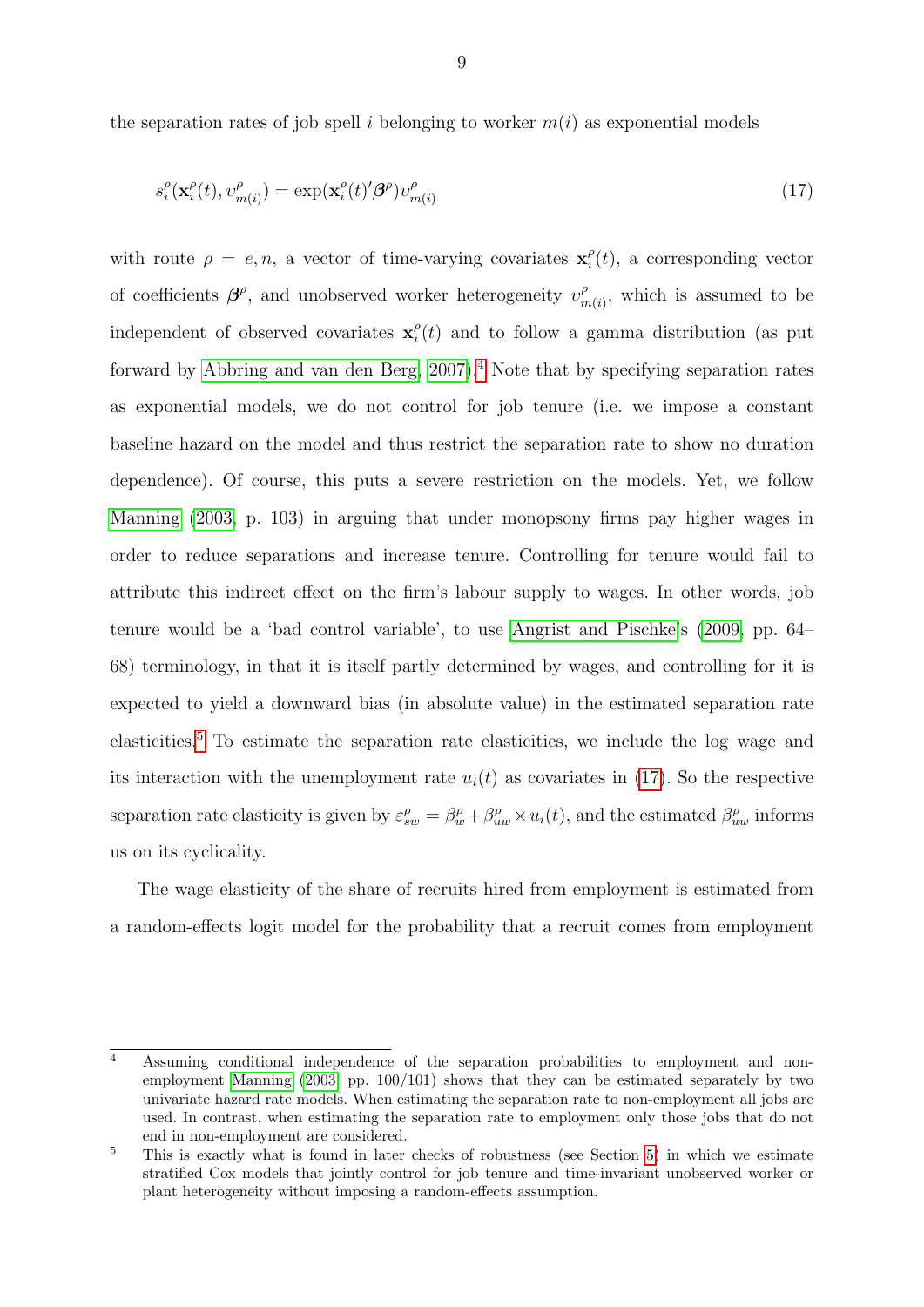the separation rates of job spell $i$ belonging to worker $m(i)$ as exponential models

$$s_i^\rho(\mathbf{x}_i^\rho(t), \upsilon_{m(i)}^\rho) = \exp(\mathbf{x}_i^\rho(t)'\boldsymbol{\beta}^\rho)\upsilon_{m(i)}^\rho \tag{17}$$

with route $\rho = e, n$, a vector of time-varying covariates $\mathbf{x}_i^\rho(t)$, a corresponding vector of coefficients $\boldsymbol{\beta}^\rho$, and unobserved worker heterogeneity $\upsilon_{m(i)}^\rho$, which is assumed to be independent of observed covariates $\mathbf{x}_i^\rho(t)$ and to follow a gamma distribution (as put forward by Abbring and van den Berg, 2007).[4] Note that by specifying separation rates as exponential models, we do not control for job tenure (i.e. we impose a constant baseline hazard on the model and thus restrict the separation rate to show no duration dependence). Of course, this puts a severe restriction on the models. Yet, we follow Manning (2003, p. 103) in arguing that under monopsony firms pay higher wages in order to reduce separations and increase tenure. Controlling for tenure would fail to attribute this indirect effect on the firm's labour supply to wages. In other words, job tenure would be a 'bad control variable', to use Angrist and Pischke's (2009, pp. 64–68) terminology, in that it is itself partly determined by wages, and controlling for it is expected to yield a downward bias (in absolute value) in the estimated separation rate elasticities.[5] To estimate the separation rate elasticities, we include the log wage and its interaction with the unemployment rate $u_i(t)$ as covariates in (17). So the respective separation rate elasticity is given by $\varepsilon_{sw}^\rho = \beta_w^\rho + \beta_{uw}^\rho \times u_i(t)$, and the estimated $\beta_{uw}^\rho$ informs us on its cyclicality.

The wage elasticity of the share of recruits hired from employment is estimated from a random-effects logit model for the probability that a recruit comes from employment

---

[4] Assuming conditional independence of the separation probabilities to employment and non-employment Manning (2003, pp. 100/101) shows that they can be estimated separately by two univariate hazard rate models. When estimating the separation rate to non-employment all jobs are used. In contrast, when estimating the separation rate to employment only those jobs that do not end in non-employment are considered.

[5] This is exactly what is found in later checks of robustness (see Section 5) in which we estimate stratified Cox models that jointly control for job tenure and time-invariant unobserved worker or plant heterogeneity without imposing a random-effects assumption.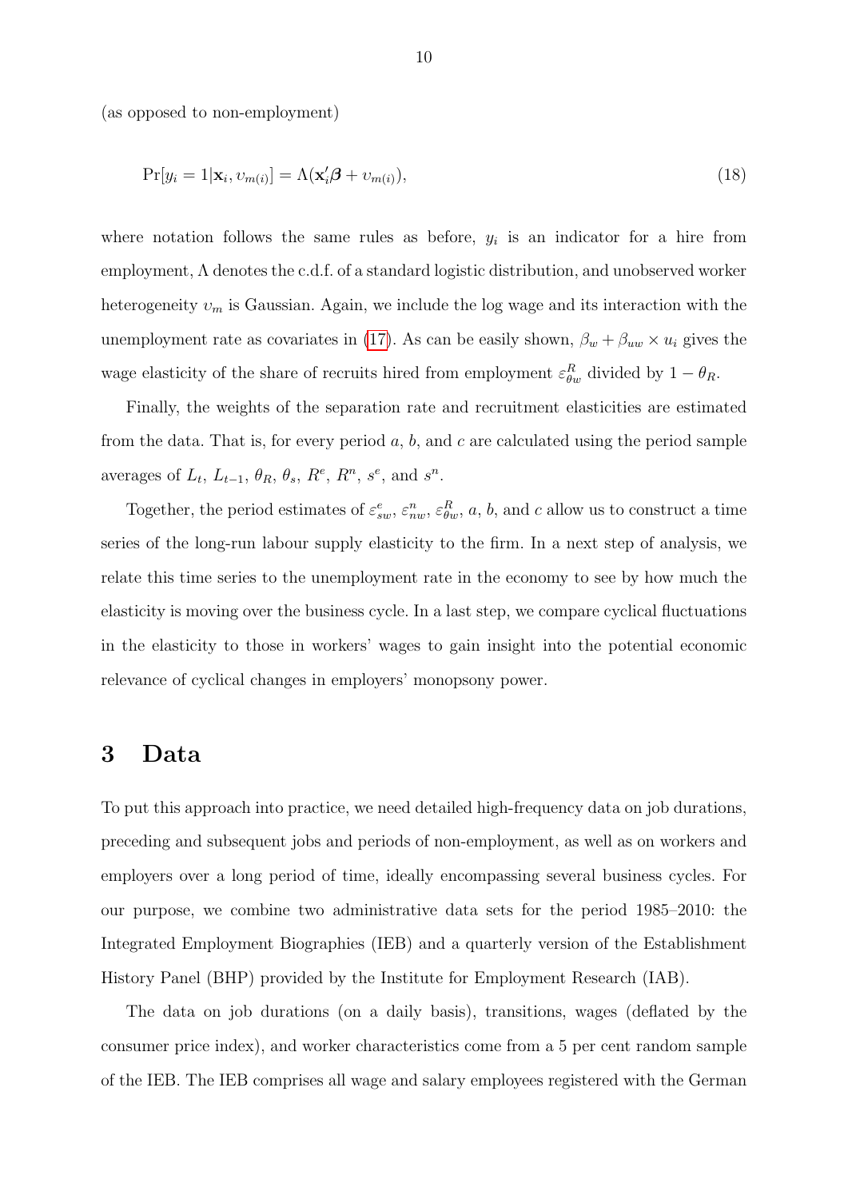(as opposed to non-employment)

$$\Pr[y_i = 1|\mathbf{x}_i, \upsilon_{m(i)}] = \Lambda(\mathbf{x}_i'\boldsymbol{\beta} + \upsilon_{m(i)}), \tag{18}$$

where notation follows the same rules as before, $y_i$ is an indicator for a hire from employment, $\Lambda$ denotes the c.d.f. of a standard logistic distribution, and unobserved worker heterogeneity $\upsilon_m$ is Gaussian. Again, we include the log wage and its interaction with the unemployment rate as covariates in (17). As can be easily shown, $\beta_w + \beta_{uw} \times u_i$ gives the wage elasticity of the share of recruits hired from employment $\varepsilon^R_{\theta w}$ divided by $1 - \theta_R$.

Finally, the weights of the separation rate and recruitment elasticities are estimated from the data. That is, for every period $a$, $b$, and $c$ are calculated using the period sample averages of $L_t$, $L_{t-1}$, $\theta_R$, $\theta_s$, $R^e$, $R^n$, $s^e$, and $s^n$.

Together, the period estimates of $\varepsilon^e_{sw}$, $\varepsilon^n_{nw}$, $\varepsilon^R_{\theta w}$, $a$, $b$, and $c$ allow us to construct a time series of the long-run labour supply elasticity to the firm. In a next step of analysis, we relate this time series to the unemployment rate in the economy to see by how much the elasticity is moving over the business cycle. In a last step, we compare cyclical fluctuations in the elasticity to those in workers' wages to gain insight into the potential economic relevance of cyclical changes in employers' monopsony power.

# 3 Data

To put this approach into practice, we need detailed high-frequency data on job durations, preceding and subsequent jobs and periods of non-employment, as well as on workers and employers over a long period of time, ideally encompassing several business cycles. For our purpose, we combine two administrative data sets for the period 1985–2010: the Integrated Employment Biographies (IEB) and a quarterly version of the Establishment History Panel (BHP) provided by the Institute for Employment Research (IAB).

The data on job durations (on a daily basis), transitions, wages (deflated by the consumer price index), and worker characteristics come from a 5 per cent random sample of the IEB. The IEB comprises all wage and salary employees registered with the German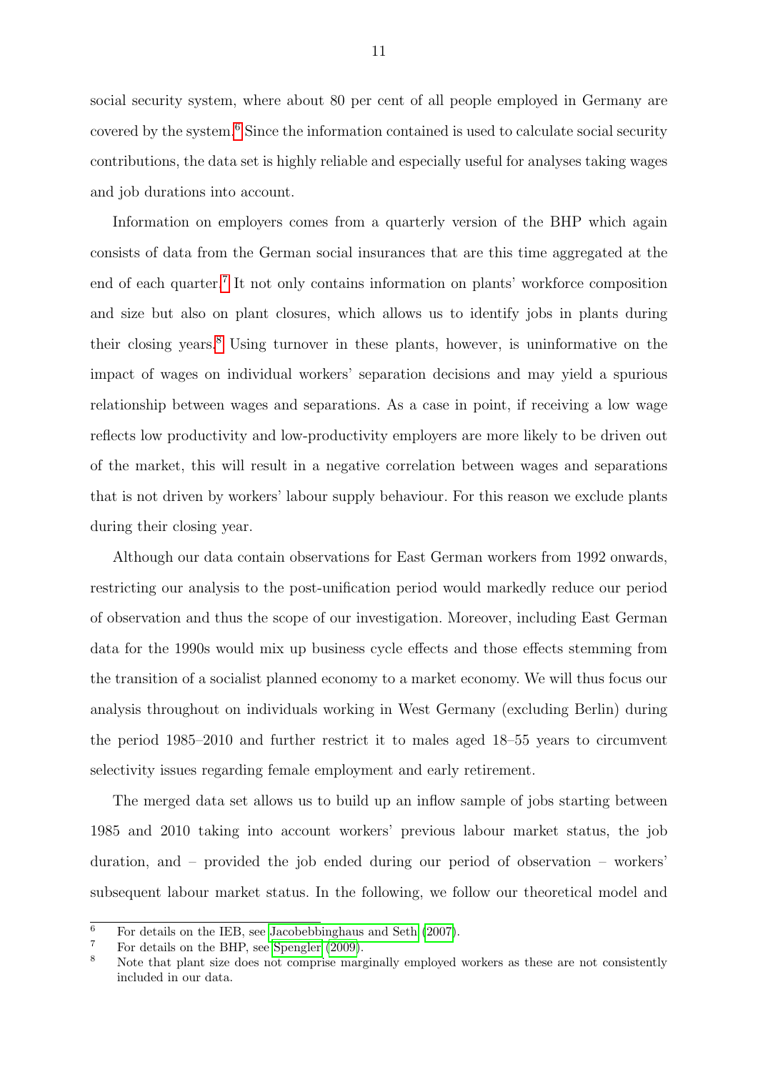social security system, where about 80 per cent of all people employed in Germany are covered by the system.[6] Since the information contained is used to calculate social security contributions, the data set is highly reliable and especially useful for analyses taking wages and job durations into account.

Information on employers comes from a quarterly version of the BHP which again consists of data from the German social insurances that are this time aggregated at the end of each quarter.[7] It not only contains information on plants' workforce composition and size but also on plant closures, which allows us to identify jobs in plants during their closing years.[8] Using turnover in these plants, however, is uninformative on the impact of wages on individual workers' separation decisions and may yield a spurious relationship between wages and separations. As a case in point, if receiving a low wage reflects low productivity and low-productivity employers are more likely to be driven out of the market, this will result in a negative correlation between wages and separations that is not driven by workers' labour supply behaviour. For this reason we exclude plants during their closing year.

Although our data contain observations for East German workers from 1992 onwards, restricting our analysis to the post-unification period would markedly reduce our period of observation and thus the scope of our investigation. Moreover, including East German data for the 1990s would mix up business cycle effects and those effects stemming from the transition of a socialist planned economy to a market economy. We will thus focus our analysis throughout on individuals working in West Germany (excluding Berlin) during the period 1985–2010 and further restrict it to males aged 18–55 years to circumvent selectivity issues regarding female employment and early retirement.

The merged data set allows us to build up an inflow sample of jobs starting between 1985 and 2010 taking into account workers' previous labour market status, the job duration, and – provided the job ended during our period of observation – workers' subsequent labour market status. In the following, we follow our theoretical model and

---

[6] For details on the IEB, see Jacobebbinghaus and Seth (2007).

[7] For details on the BHP, see Spengler (2009).

[8] Note that plant size does not comprise marginally employed workers as these are not consistently included in our data.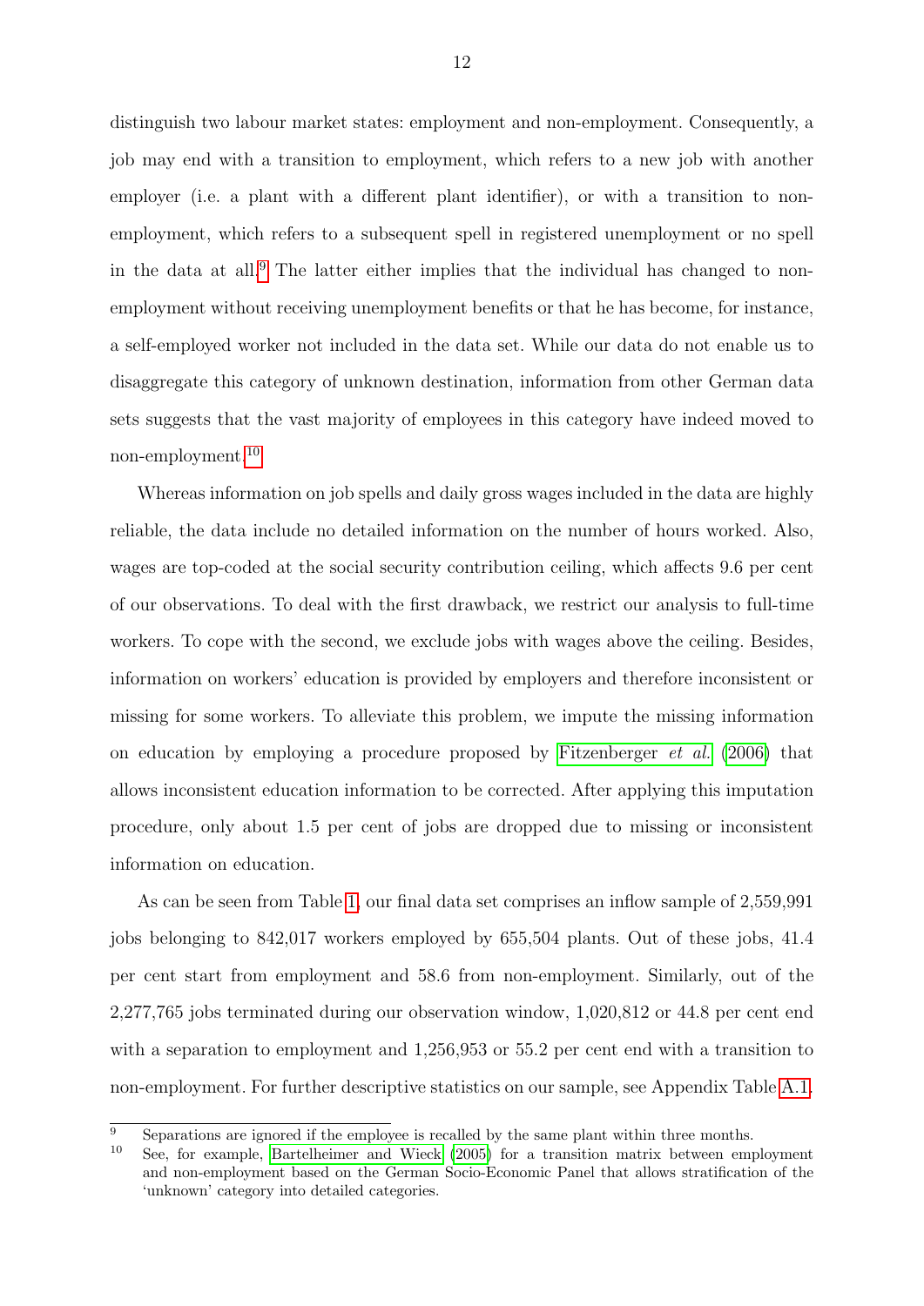distinguish two labour market states: employment and non-employment. Consequently, a job may end with a transition to employment, which refers to a new job with another employer (i.e. a plant with a different plant identifier), or with a transition to non-employment, which refers to a subsequent spell in registered unemployment or no spell in the data at all.[9] The latter either implies that the individual has changed to non-employment without receiving unemployment benefits or that he has become, for instance, a self-employed worker not included in the data set. While our data do not enable us to disaggregate this category of unknown destination, information from other German data sets suggests that the vast majority of employees in this category have indeed moved to non-employment.[10]

Whereas information on job spells and daily gross wages included in the data are highly reliable, the data include no detailed information on the number of hours worked. Also, wages are top-coded at the social security contribution ceiling, which affects 9.6 per cent of our observations. To deal with the first drawback, we restrict our analysis to full-time workers. To cope with the second, we exclude jobs with wages above the ceiling. Besides, information on workers' education is provided by employers and therefore inconsistent or missing for some workers. To alleviate this problem, we impute the missing information on education by employing a procedure proposed by Fitzenberger *et al.* (2006) that allows inconsistent education information to be corrected. After applying this imputation procedure, only about 1.5 per cent of jobs are dropped due to missing or inconsistent information on education.

As can be seen from Table 1, our final data set comprises an inflow sample of 2,559,991 jobs belonging to 842,017 workers employed by 655,504 plants. Out of these jobs, 41.4 per cent start from employment and 58.6 from non-employment. Similarly, out of the 2,277,765 jobs terminated during our observation window, 1,020,812 or 44.8 per cent end with a separation to employment and 1,256,953 or 55.2 per cent end with a transition to non-employment. For further descriptive statistics on our sample, see Appendix Table A.1.

[9] Separations are ignored if the employee is recalled by the same plant within three months.

[10] See, for example, Bartelheimer and Wieck (2005) for a transition matrix between employment and non-employment based on the German Socio-Economic Panel that allows stratification of the 'unknown' category into detailed categories.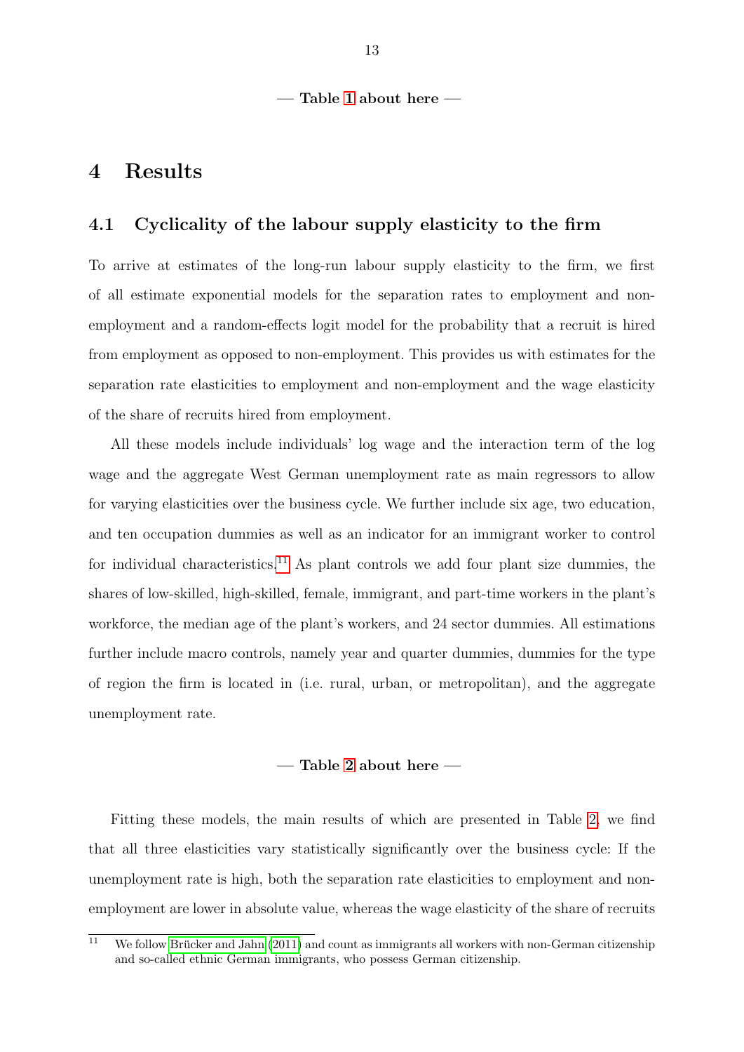— **Table 1 about here** —

# 4 Results

## 4.1 Cyclicality of the labour supply elasticity to the firm

To arrive at estimates of the long-run labour supply elasticity to the firm, we first of all estimate exponential models for the separation rates to employment and non-employment and a random-effects logit model for the probability that a recruit is hired from employment as opposed to non-employment. This provides us with estimates for the separation rate elasticities to employment and non-employment and the wage elasticity of the share of recruits hired from employment.

All these models include individuals' log wage and the interaction term of the log wage and the aggregate West German unemployment rate as main regressors to allow for varying elasticities over the business cycle. We further include six age, two education, and ten occupation dummies as well as an indicator for an immigrant worker to control for individual characteristics.[11] As plant controls we add four plant size dummies, the shares of low-skilled, high-skilled, female, immigrant, and part-time workers in the plant's workforce, the median age of the plant's workers, and 24 sector dummies. All estimations further include macro controls, namely year and quarter dummies, dummies for the type of region the firm is located in (i.e. rural, urban, or metropolitan), and the aggregate unemployment rate.

— **Table 2 about here** —

Fitting these models, the main results of which are presented in Table 2, we find that all three elasticities vary statistically significantly over the business cycle: If the unemployment rate is high, both the separation rate elasticities to employment and non-employment are lower in absolute value, whereas the wage elasticity of the share of recruits

[11] We follow Brücker and Jahn (2011) and count as immigrants all workers with non-German citizenship and so-called ethnic German immigrants, who possess German citizenship.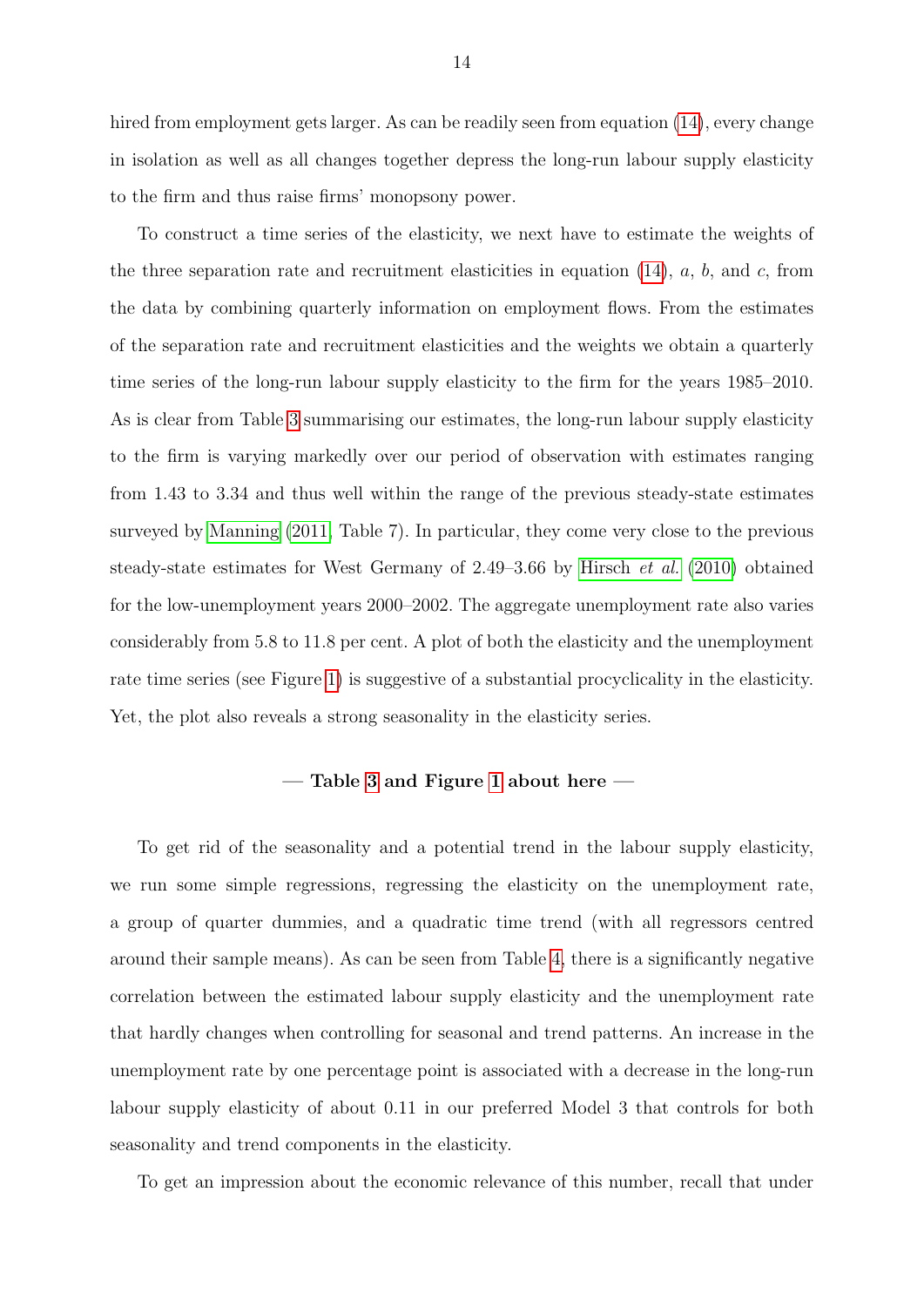hired from employment gets larger. As can be readily seen from equation (14), every change in isolation as well as all changes together depress the long-run labour supply elasticity to the firm and thus raise firms' monopsony power.

To construct a time series of the elasticity, we next have to estimate the weights of the three separation rate and recruitment elasticities in equation (14), $a$, $b$, and $c$, from the data by combining quarterly information on employment flows. From the estimates of the separation rate and recruitment elasticities and the weights we obtain a quarterly time series of the long-run labour supply elasticity to the firm for the years 1985–2010. As is clear from Table 3 summarising our estimates, the long-run labour supply elasticity to the firm is varying markedly over our period of observation with estimates ranging from 1.43 to 3.34 and thus well within the range of the previous steady-state estimates surveyed by Manning (2011, Table 7). In particular, they come very close to the previous steady-state estimates for West Germany of 2.49–3.66 by Hirsch *et al.* (2010) obtained for the low-unemployment years 2000–2002. The aggregate unemployment rate also varies considerably from 5.8 to 11.8 per cent. A plot of both the elasticity and the unemployment rate time series (see Figure 1) is suggestive of a substantial procyclicality in the elasticity. Yet, the plot also reveals a strong seasonality in the elasticity series.

**— Table 3 and Figure 1 about here —**

To get rid of the seasonality and a potential trend in the labour supply elasticity, we run some simple regressions, regressing the elasticity on the unemployment rate, a group of quarter dummies, and a quadratic time trend (with all regressors centred around their sample means). As can be seen from Table 4, there is a significantly negative correlation between the estimated labour supply elasticity and the unemployment rate that hardly changes when controlling for seasonal and trend patterns. An increase in the unemployment rate by one percentage point is associated with a decrease in the long-run labour supply elasticity of about 0.11 in our preferred Model 3 that controls for both seasonality and trend components in the elasticity.

To get an impression about the economic relevance of this number, recall that under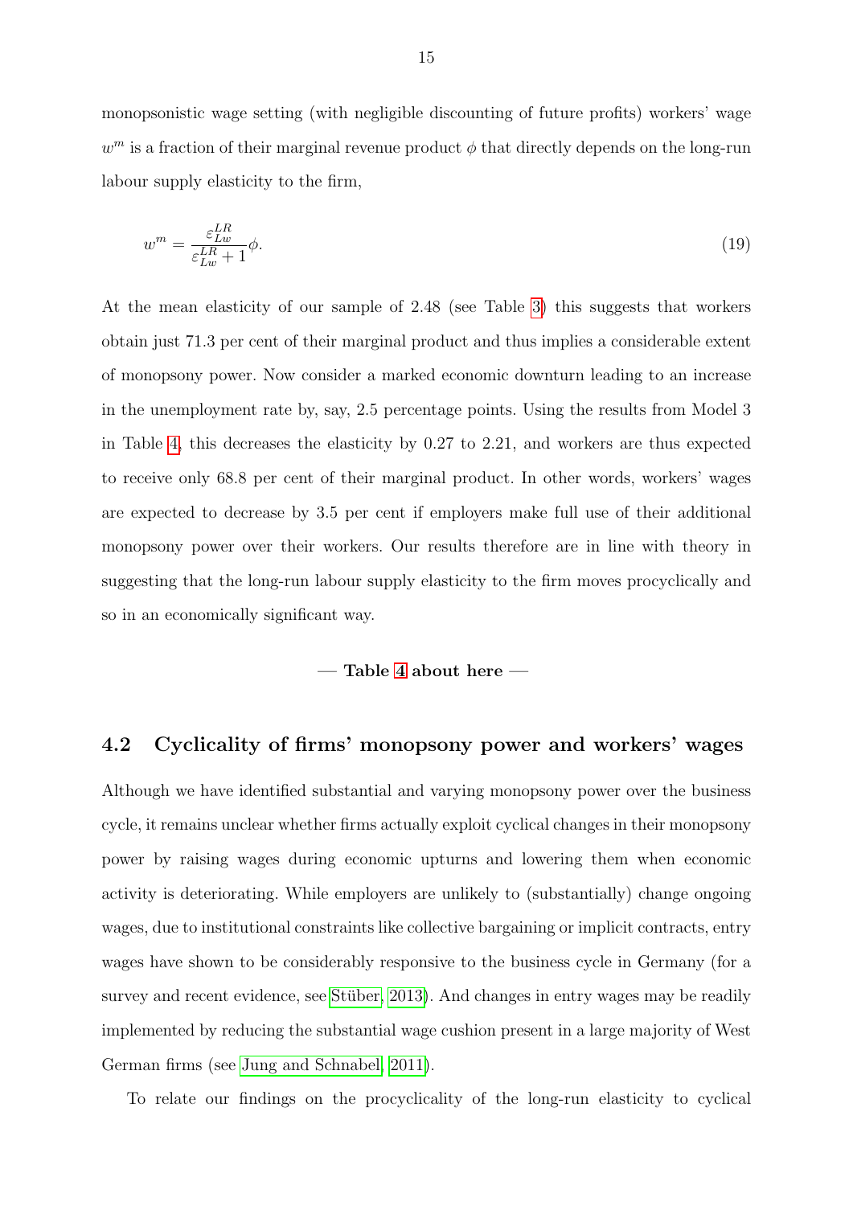monopsonistic wage setting (with negligible discounting of future profits) workers' wage $w^m$ is a fraction of their marginal revenue product $\phi$ that directly depends on the long-run labour supply elasticity to the firm,

$$w^m = \frac{\varepsilon_{Lw}^{LR}}{\varepsilon_{Lw}^{LR} + 1}\phi. \tag{19}$$

At the mean elasticity of our sample of 2.48 (see Table 3) this suggests that workers obtain just 71.3 per cent of their marginal product and thus implies a considerable extent of monopsony power. Now consider a marked economic downturn leading to an increase in the unemployment rate by, say, 2.5 percentage points. Using the results from Model 3 in Table 4, this decreases the elasticity by 0.27 to 2.21, and workers are thus expected to receive only 68.8 per cent of their marginal product. In other words, workers' wages are expected to decrease by 3.5 per cent if employers make full use of their additional monopsony power over their workers. Our results therefore are in line with theory in suggesting that the long-run labour supply elasticity to the firm moves procyclically and so in an economically significant way.

**— Table 4 about here —**

## 4.2 Cyclicality of firms' monopsony power and workers' wages

Although we have identified substantial and varying monopsony power over the business cycle, it remains unclear whether firms actually exploit cyclical changes in their monopsony power by raising wages during economic upturns and lowering them when economic activity is deteriorating. While employers are unlikely to (substantially) change ongoing wages, due to institutional constraints like collective bargaining or implicit contracts, entry wages have shown to be considerably responsive to the business cycle in Germany (for a survey and recent evidence, see Stüber, 2013). And changes in entry wages may be readily implemented by reducing the substantial wage cushion present in a large majority of West German firms (see Jung and Schnabel, 2011).

To relate our findings on the procyclicality of the long-run elasticity to cyclical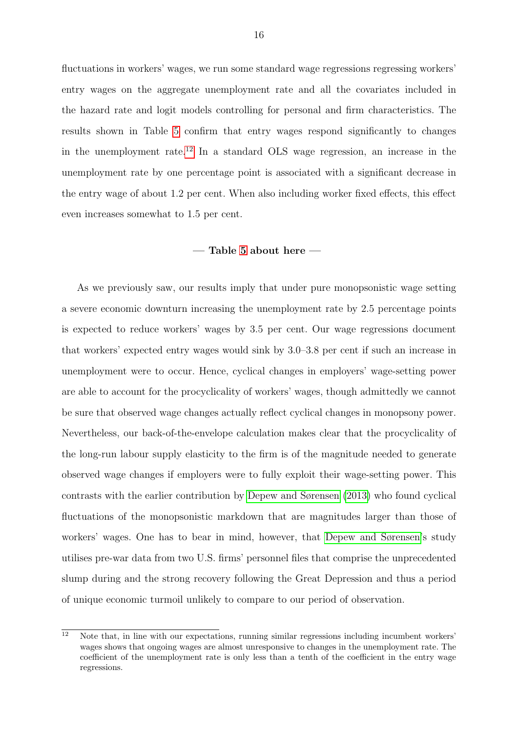fluctuations in workers' wages, we run some standard wage regressions regressing workers' entry wages on the aggregate unemployment rate and all the covariates included in the hazard rate and logit models controlling for personal and firm characteristics. The results shown in Table 5 confirm that entry wages respond significantly to changes in the unemployment rate.[12] In a standard OLS wage regression, an increase in the unemployment rate by one percentage point is associated with a significant decrease in the entry wage of about 1.2 per cent. When also including worker fixed effects, this effect even increases somewhat to 1.5 per cent.

**— Table 5 about here —**

As we previously saw, our results imply that under pure monopsonistic wage setting a severe economic downturn increasing the unemployment rate by 2.5 percentage points is expected to reduce workers' wages by 3.5 per cent. Our wage regressions document that workers' expected entry wages would sink by 3.0–3.8 per cent if such an increase in unemployment were to occur. Hence, cyclical changes in employers' wage-setting power are able to account for the procyclicality of workers' wages, though admittedly we cannot be sure that observed wage changes actually reflect cyclical changes in monopsony power. Nevertheless, our back-of-the-envelope calculation makes clear that the procyclicality of the long-run labour supply elasticity to the firm is of the magnitude needed to generate observed wage changes if employers were to fully exploit their wage-setting power. This contrasts with the earlier contribution by Depew and Sørensen (2013) who found cyclical fluctuations of the monopsonistic markdown that are magnitudes larger than those of workers' wages. One has to bear in mind, however, that Depew and Sørensen's study utilises pre-war data from two U.S. firms' personnel files that comprise the unprecedented slump during and the strong recovery following the Great Depression and thus a period of unique economic turmoil unlikely to compare to our period of observation.

[12] Note that, in line with our expectations, running similar regressions including incumbent workers' wages shows that ongoing wages are almost unresponsive to changes in the unemployment rate. The coefficient of the unemployment rate is only less than a tenth of the coefficient in the entry wage regressions.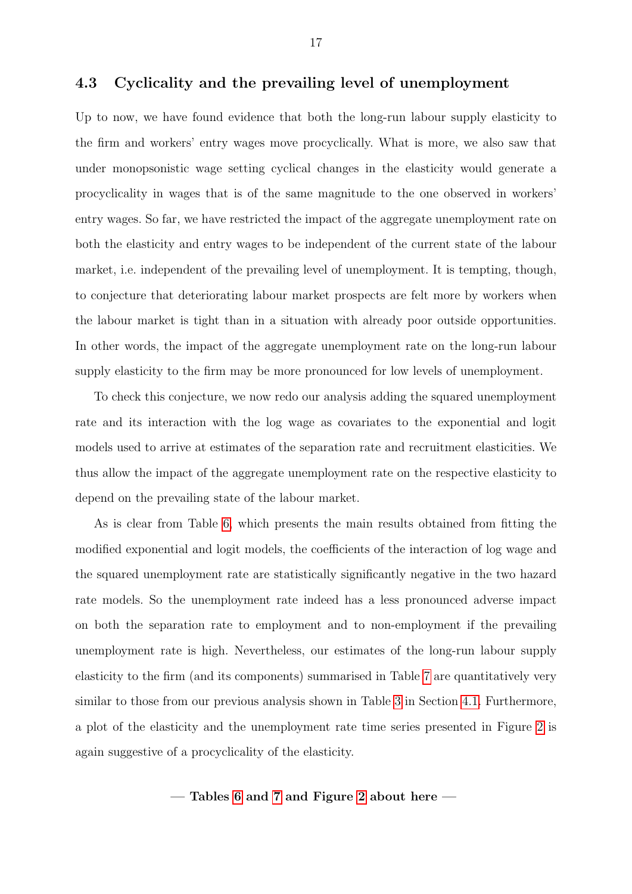### 4.3 Cyclicality and the prevailing level of unemployment

Up to now, we have found evidence that both the long-run labour supply elasticity to the firm and workers' entry wages move procyclically. What is more, we also saw that under monopsonistic wage setting cyclical changes in the elasticity would generate a procyclicality in wages that is of the same magnitude to the one observed in workers' entry wages. So far, we have restricted the impact of the aggregate unemployment rate on both the elasticity and entry wages to be independent of the current state of the labour market, i.e. independent of the prevailing level of unemployment. It is tempting, though, to conjecture that deteriorating labour market prospects are felt more by workers when the labour market is tight than in a situation with already poor outside opportunities. In other words, the impact of the aggregate unemployment rate on the long-run labour supply elasticity to the firm may be more pronounced for low levels of unemployment.

To check this conjecture, we now redo our analysis adding the squared unemployment rate and its interaction with the log wage as covariates to the exponential and logit models used to arrive at estimates of the separation rate and recruitment elasticities. We thus allow the impact of the aggregate unemployment rate on the respective elasticity to depend on the prevailing state of the labour market.

As is clear from Table 6, which presents the main results obtained from fitting the modified exponential and logit models, the coefficients of the interaction of log wage and the squared unemployment rate are statistically significantly negative in the two hazard rate models. So the unemployment rate indeed has a less pronounced adverse impact on both the separation rate to employment and to non-employment if the prevailing unemployment rate is high. Nevertheless, our estimates of the long-run labour supply elasticity to the firm (and its components) summarised in Table 7 are quantitatively very similar to those from our previous analysis shown in Table 3 in Section 4.1. Furthermore, a plot of the elasticity and the unemployment rate time series presented in Figure 2 is again suggestive of a procyclicality of the elasticity.

**— Tables 6 and 7 and Figure 2 about here —**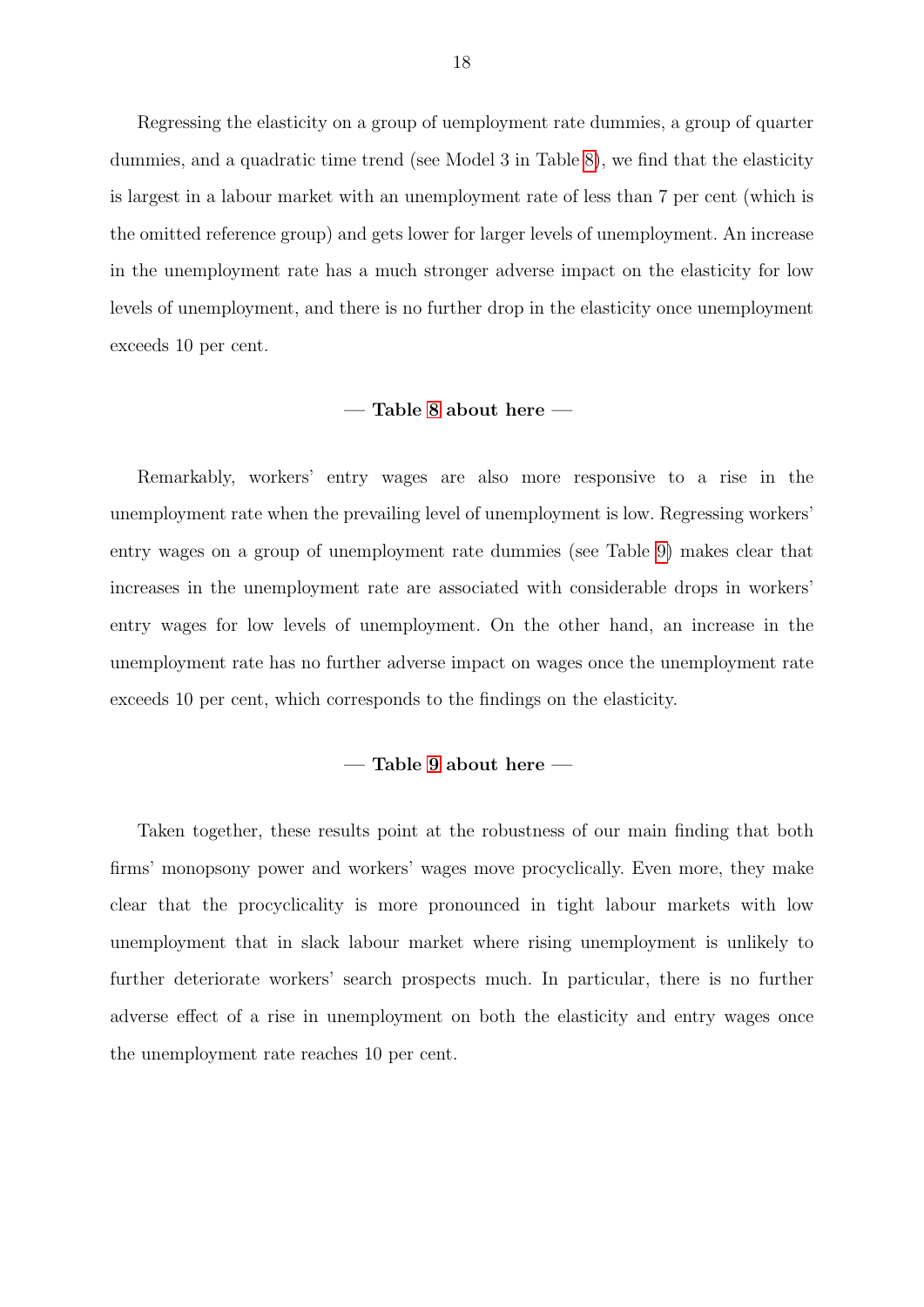Regressing the elasticity on a group of uemployment rate dummies, a group of quarter dummies, and a quadratic time trend (see Model 3 in Table 8), we find that the elasticity is largest in a labour market with an unemployment rate of less than 7 per cent (which is the omitted reference group) and gets lower for larger levels of unemployment. An increase in the unemployment rate has a much stronger adverse impact on the elasticity for low levels of unemployment, and there is no further drop in the elasticity once unemployment exceeds 10 per cent.

**— Table 8 about here —**

Remarkably, workers' entry wages are also more responsive to a rise in the unemployment rate when the prevailing level of unemployment is low. Regressing workers' entry wages on a group of unemployment rate dummies (see Table 9) makes clear that increases in the unemployment rate are associated with considerable drops in workers' entry wages for low levels of unemployment. On the other hand, an increase in the unemployment rate has no further adverse impact on wages once the unemployment rate exceeds 10 per cent, which corresponds to the findings on the elasticity.

**— Table 9 about here —**

Taken together, these results point at the robustness of our main finding that both firms' monopsony power and workers' wages move procyclically. Even more, they make clear that the procyclicality is more pronounced in tight labour markets with low unemployment that in slack labour market where rising unemployment is unlikely to further deteriorate workers' search prospects much. In particular, there is no further adverse effect of a rise in unemployment on both the elasticity and entry wages once the unemployment rate reaches 10 per cent.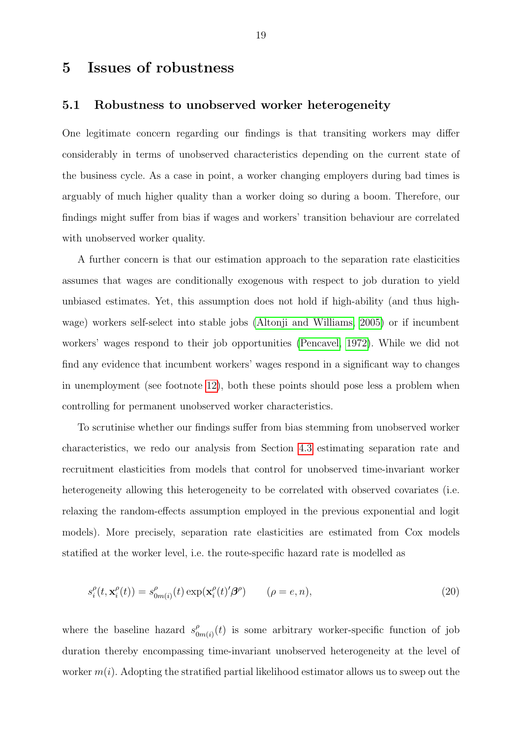# 5 Issues of robustness

## 5.1 Robustness to unobserved worker heterogeneity

One legitimate concern regarding our findings is that transiting workers may differ considerably in terms of unobserved characteristics depending on the current state of the business cycle. As a case in point, a worker changing employers during bad times is arguably of much higher quality than a worker doing so during a boom. Therefore, our findings might suffer from bias if wages and workers' transition behaviour are correlated with unobserved worker quality.

A further concern is that our estimation approach to the separation rate elasticities assumes that wages are conditionally exogenous with respect to job duration to yield unbiased estimates. Yet, this assumption does not hold if high-ability (and thus high-wage) workers self-select into stable jobs (Altonji and Williams, 2005) or if incumbent workers' wages respond to their job opportunities (Pencavel, 1972). While we did not find any evidence that incumbent workers' wages respond in a significant way to changes in unemployment (see footnote 12), both these points should pose less a problem when controlling for permanent unobserved worker characteristics.

To scrutinise whether our findings suffer from bias stemming from unobserved worker characteristics, we redo our analysis from Section 4.3 estimating separation rate and recruitment elasticities from models that control for unobserved time-invariant worker heterogeneity allowing this heterogeneity to be correlated with observed covariates (i.e. relaxing the random-effects assumption employed in the previous exponential and logit models). More precisely, separation rate elasticities are estimated from Cox models statified at the worker level, i.e. the route-specific hazard rate is modelled as

$$s_i^\rho(t, \mathbf{x}_i^\rho(t)) = s_{0m(i)}^\rho(t) \exp(\mathbf{x}_i^\rho(t)'\boldsymbol{\beta}^\rho) \qquad (\rho = e, n), \tag{20}$$

where the baseline hazard $s_{0m(i)}^\rho(t)$ is some arbitrary worker-specific function of job duration thereby encompassing time-invariant unobserved heterogeneity at the level of worker $m(i)$. Adopting the stratified partial likelihood estimator allows us to sweep out the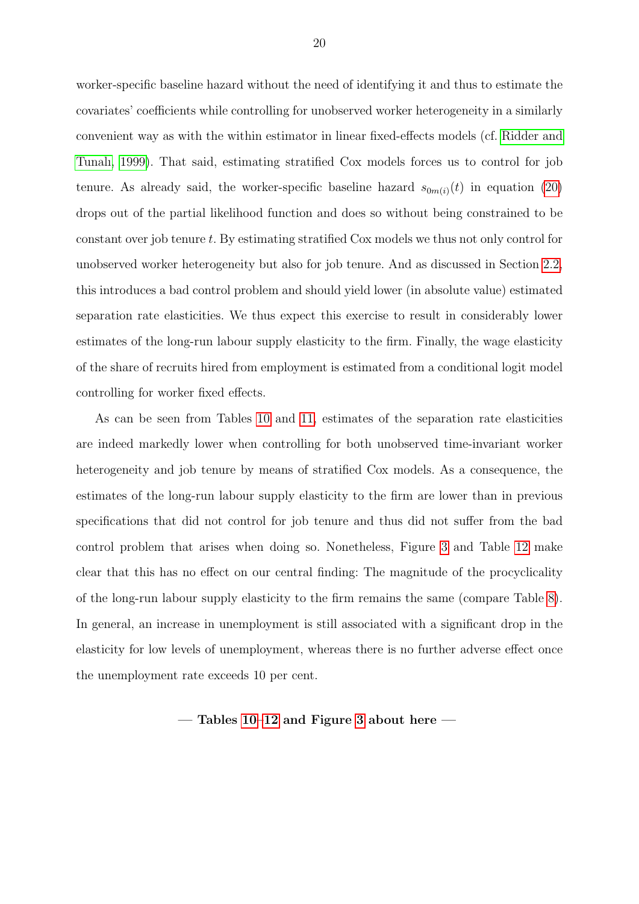worker-specific baseline hazard without the need of identifying it and thus to estimate the covariates' coefficients while controlling for unobserved worker heterogeneity in a similarly convenient way as with the within estimator in linear fixed-effects models (cf. Ridder and Tunalı, 1999). That said, estimating stratified Cox models forces us to control for job tenure. As already said, the worker-specific baseline hazard $s_{0m(i)}(t)$ in equation (20) drops out of the partial likelihood function and does so without being constrained to be constant over job tenure $t$. By estimating stratified Cox models we thus not only control for unobserved worker heterogeneity but also for job tenure. And as discussed in Section 2.2, this introduces a bad control problem and should yield lower (in absolute value) estimated separation rate elasticities. We thus expect this exercise to result in considerably lower estimates of the long-run labour supply elasticity to the firm. Finally, the wage elasticity of the share of recruits hired from employment is estimated from a conditional logit model controlling for worker fixed effects.

As can be seen from Tables 10 and 11, estimates of the separation rate elasticities are indeed markedly lower when controlling for both unobserved time-invariant worker heterogeneity and job tenure by means of stratified Cox models. As a consequence, the estimates of the long-run labour supply elasticity to the firm are lower than in previous specifications that did not control for job tenure and thus did not suffer from the bad control problem that arises when doing so. Nonetheless, Figure 3 and Table 12 make clear that this has no effect on our central finding: The magnitude of the procyclicality of the long-run labour supply elasticity to the firm remains the same (compare Table 8). In general, an increase in unemployment is still associated with a significant drop in the elasticity for low levels of unemployment, whereas there is no further adverse effect once the unemployment rate exceeds 10 per cent.

**— Tables 10–12 and Figure 3 about here —**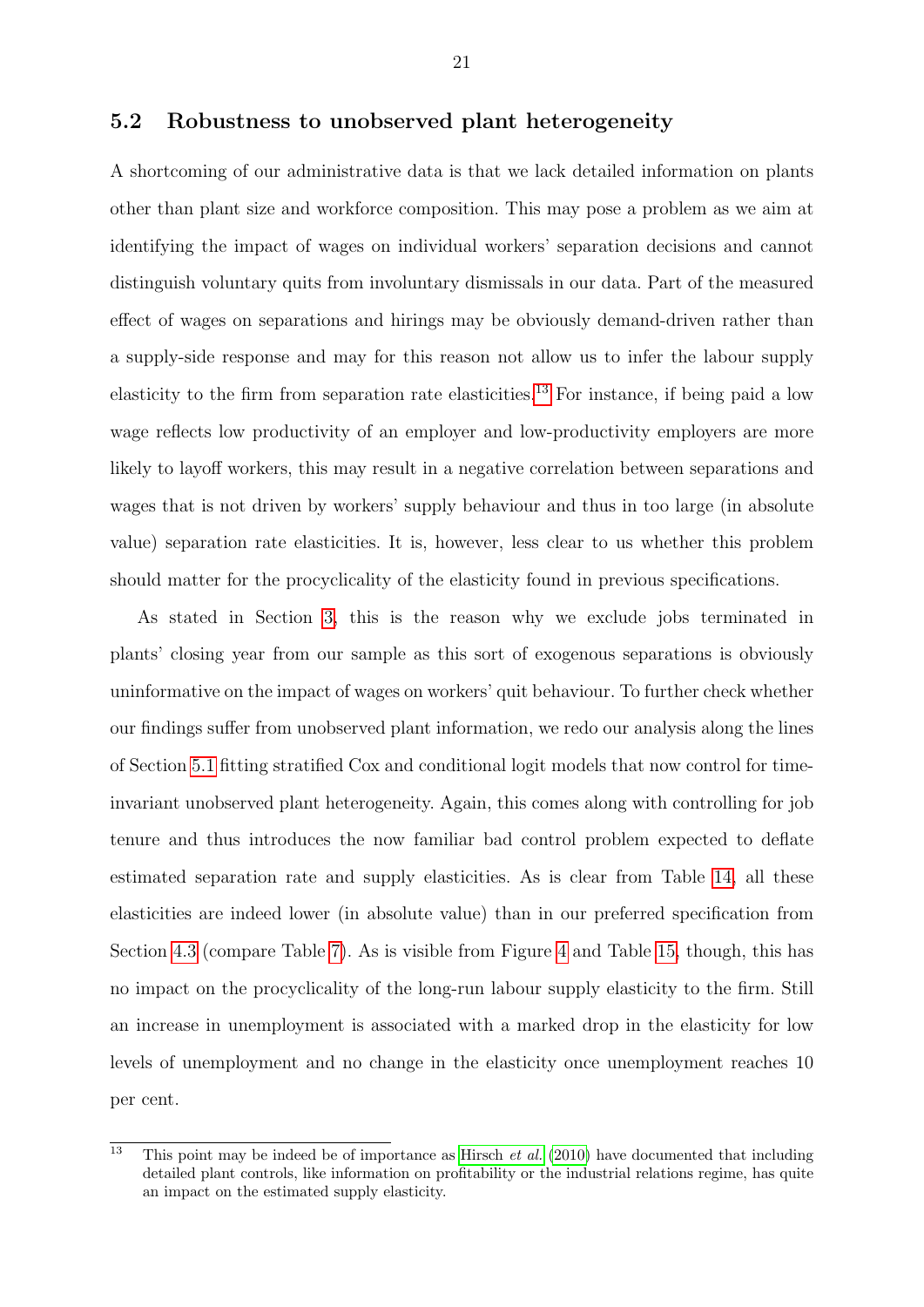## 5.2 Robustness to unobserved plant heterogeneity

A shortcoming of our administrative data is that we lack detailed information on plants other than plant size and workforce composition. This may pose a problem as we aim at identifying the impact of wages on individual workers' separation decisions and cannot distinguish voluntary quits from involuntary dismissals in our data. Part of the measured effect of wages on separations and hirings may be obviously demand-driven rather than a supply-side response and may for this reason not allow us to infer the labour supply elasticity to the firm from separation rate elasticities.[13] For instance, if being paid a low wage reflects low productivity of an employer and low-productivity employers are more likely to layoff workers, this may result in a negative correlation between separations and wages that is not driven by workers' supply behaviour and thus in too large (in absolute value) separation rate elasticities. It is, however, less clear to us whether this problem should matter for the procyclicality of the elasticity found in previous specifications.

As stated in Section 3, this is the reason why we exclude jobs terminated in plants' closing year from our sample as this sort of exogenous separations is obviously uninformative on the impact of wages on workers' quit behaviour. To further check whether our findings suffer from unobserved plant information, we redo our analysis along the lines of Section 5.1 fitting stratified Cox and conditional logit models that now control for time-invariant unobserved plant heterogeneity. Again, this comes along with controlling for job tenure and thus introduces the now familiar bad control problem expected to deflate estimated separation rate and supply elasticities. As is clear from Table 14, all these elasticities are indeed lower (in absolute value) than in our preferred specification from Section 4.3 (compare Table 7). As is visible from Figure 4 and Table 15, though, this has no impact on the procyclicality of the long-run labour supply elasticity to the firm. Still an increase in unemployment is associated with a marked drop in the elasticity for low levels of unemployment and no change in the elasticity once unemployment reaches 10 per cent.

[13] This point may be indeed be of importance as Hirsch *et al.* (2010) have documented that including detailed plant controls, like information on profitability or the industrial relations regime, has quite an impact on the estimated supply elasticity.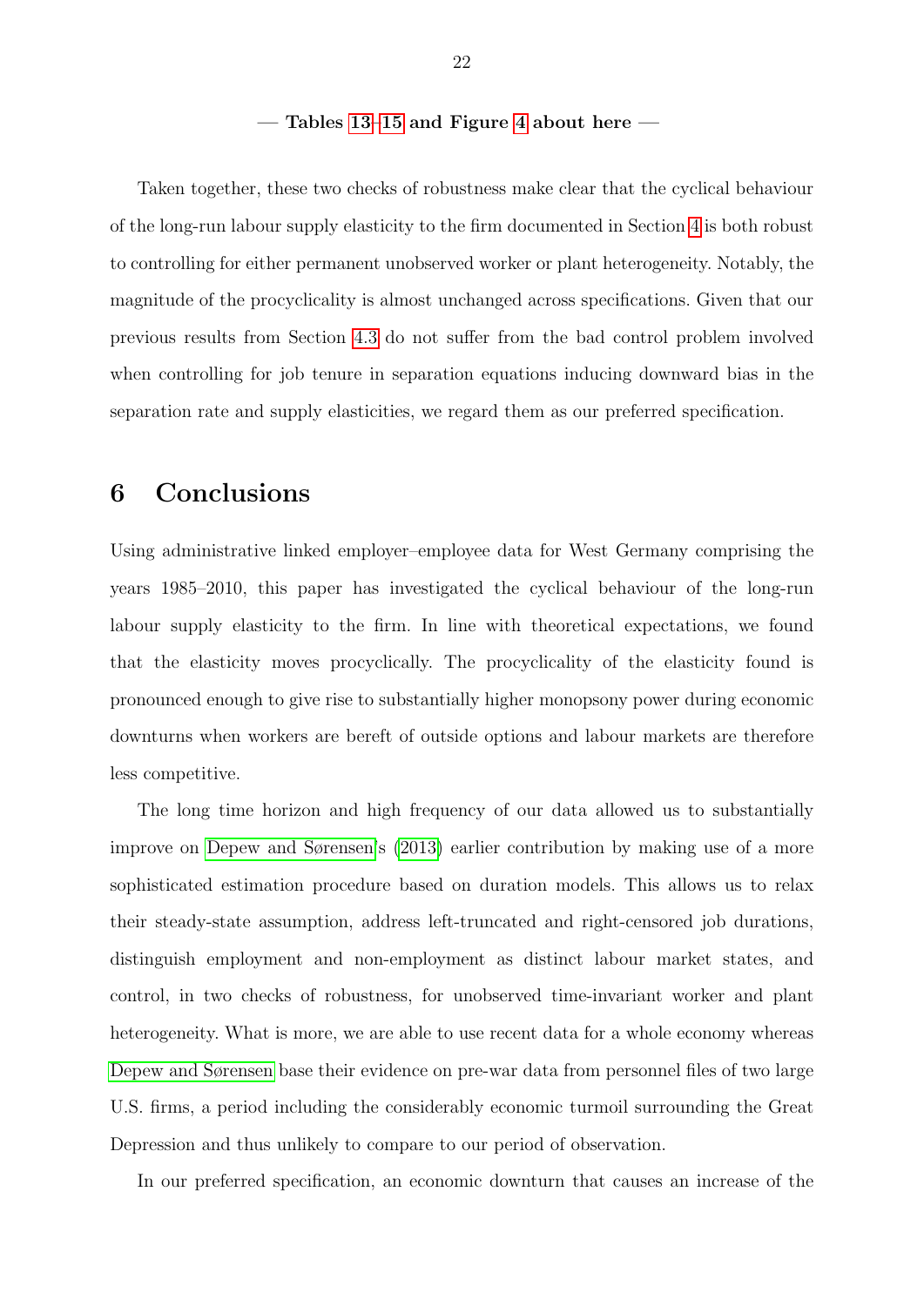**— Tables 13–15 and Figure 4 about here —**

Taken together, these two checks of robustness make clear that the cyclical behaviour of the long-run labour supply elasticity to the firm documented in Section 4 is both robust to controlling for either permanent unobserved worker or plant heterogeneity. Notably, the magnitude of the procyclicality is almost unchanged across specifications. Given that our previous results from Section 4.3 do not suffer from the bad control problem involved when controlling for job tenure in separation equations inducing downward bias in the separation rate and supply elasticities, we regard them as our preferred specification.

# 6 Conclusions

Using administrative linked employer–employee data for West Germany comprising the years 1985–2010, this paper has investigated the cyclical behaviour of the long-run labour supply elasticity to the firm. In line with theoretical expectations, we found that the elasticity moves procyclically. The procyclicality of the elasticity found is pronounced enough to give rise to substantially higher monopsony power during economic downturns when workers are bereft of outside options and labour markets are therefore less competitive.

The long time horizon and high frequency of our data allowed us to substantially improve on Depew and Sørensen's (2013) earlier contribution by making use of a more sophisticated estimation procedure based on duration models. This allows us to relax their steady-state assumption, address left-truncated and right-censored job durations, distinguish employment and non-employment as distinct labour market states, and control, in two checks of robustness, for unobserved time-invariant worker and plant heterogeneity. What is more, we are able to use recent data for a whole economy whereas Depew and Sørensen base their evidence on pre-war data from personnel files of two large U.S. firms, a period including the considerably economic turmoil surrounding the Great Depression and thus unlikely to compare to our period of observation.

In our preferred specification, an economic downturn that causes an increase of the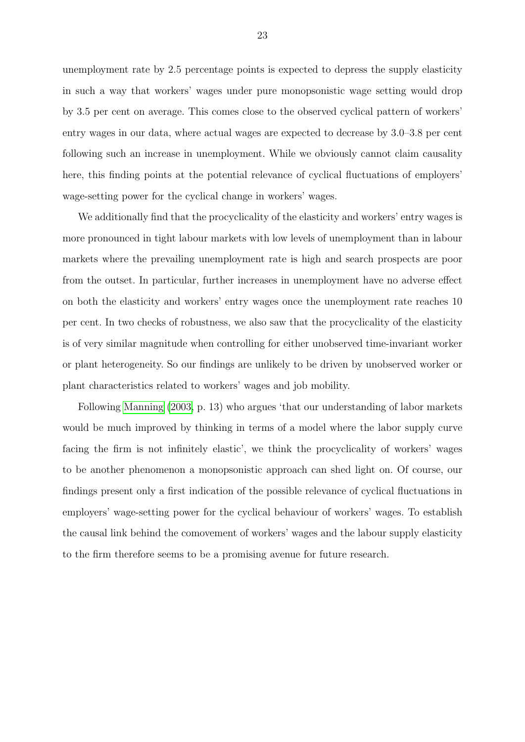unemployment rate by 2.5 percentage points is expected to depress the supply elasticity in such a way that workers' wages under pure monopsonistic wage setting would drop by 3.5 per cent on average. This comes close to the observed cyclical pattern of workers' entry wages in our data, where actual wages are expected to decrease by 3.0–3.8 per cent following such an increase in unemployment. While we obviously cannot claim causality here, this finding points at the potential relevance of cyclical fluctuations of employers' wage-setting power for the cyclical change in workers' wages.

We additionally find that the procyclicality of the elasticity and workers' entry wages is more pronounced in tight labour markets with low levels of unemployment than in labour markets where the prevailing unemployment rate is high and search prospects are poor from the outset. In particular, further increases in unemployment have no adverse effect on both the elasticity and workers' entry wages once the unemployment rate reaches 10 per cent. In two checks of robustness, we also saw that the procyclicality of the elasticity is of very similar magnitude when controlling for either unobserved time-invariant worker or plant heterogeneity. So our findings are unlikely to be driven by unobserved worker or plant characteristics related to workers' wages and job mobility.

Following Manning (2003, p. 13) who argues 'that our understanding of labor markets would be much improved by thinking in terms of a model where the labor supply curve facing the firm is not infinitely elastic', we think the procyclicality of workers' wages to be another phenomenon a monopsonistic approach can shed light on. Of course, our findings present only a first indication of the possible relevance of cyclical fluctuations in employers' wage-setting power for the cyclical behaviour of workers' wages. To establish the causal link behind the comovement of workers' wages and the labour supply elasticity to the firm therefore seems to be a promising avenue for future research.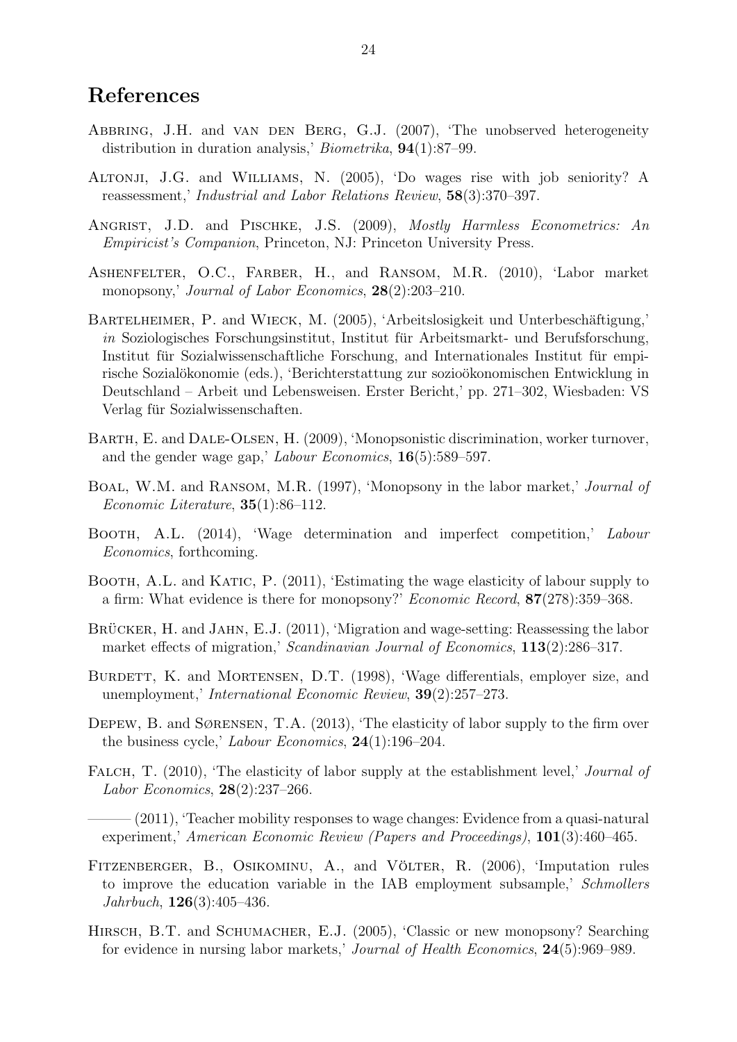# References

Abbring, J.H. and van den Berg, G.J. (2007), 'The unobserved heterogeneity distribution in duration analysis,' *Biometrika*, **94**(1):87–99.

Altonji, J.G. and Williams, N. (2005), 'Do wages rise with job seniority? A reassessment,' *Industrial and Labor Relations Review*, **58**(3):370–397.

Angrist, J.D. and Pischke, J.S. (2009), *Mostly Harmless Econometrics: An Empiricist's Companion*, Princeton, NJ: Princeton University Press.

Ashenfelter, O.C., Farber, H., and Ransom, M.R. (2010), 'Labor market monopsony,' *Journal of Labor Economics*, **28**(2):203–210.

Bartelheimer, P. and Wieck, M. (2005), 'Arbeitslosigkeit und Unterbeschäftigung,' *in* Soziologisches Forschungsinstitut, Institut für Arbeitsmarkt- und Berufsforschung, Institut für Sozialwissenschaftliche Forschung, and Internationales Institut für empirische Sozialökonomie (eds.), 'Berichterstattung zur sozioökonomischen Entwicklung in Deutschland – Arbeit und Lebensweisen. Erster Bericht,' pp. 271–302, Wiesbaden: VS Verlag für Sozialwissenschaften.

Barth, E. and Dale-Olsen, H. (2009), 'Monopsonistic discrimination, worker turnover, and the gender wage gap,' *Labour Economics*, **16**(5):589–597.

Boal, W.M. and Ransom, M.R. (1997), 'Monopsony in the labor market,' *Journal of Economic Literature*, **35**(1):86–112.

Booth, A.L. (2014), 'Wage determination and imperfect competition,' *Labour Economics*, forthcoming.

Booth, A.L. and Katic, P. (2011), 'Estimating the wage elasticity of labour supply to a firm: What evidence is there for monopsony?' *Economic Record*, **87**(278):359–368.

Brücker, H. and Jahn, E.J. (2011), 'Migration and wage-setting: Reassessing the labor market effects of migration,' *Scandinavian Journal of Economics*, **113**(2):286–317.

Burdett, K. and Mortensen, D.T. (1998), 'Wage differentials, employer size, and unemployment,' *International Economic Review*, **39**(2):257–273.

Depew, B. and Sørensen, T.A. (2013), 'The elasticity of labor supply to the firm over the business cycle,' *Labour Economics*, **24**(1):196–204.

Falch, T. (2010), 'The elasticity of labor supply at the establishment level,' *Journal of Labor Economics*, **28**(2):237–266.

——— (2011), 'Teacher mobility responses to wage changes: Evidence from a quasi-natural experiment,' *American Economic Review (Papers and Proceedings)*, **101**(3):460–465.

Fitzenberger, B., Osikominu, A., and Völter, R. (2006), 'Imputation rules to improve the education variable in the IAB employment subsample,' *Schmollers Jahrbuch*, **126**(3):405–436.

Hirsch, B.T. and Schumacher, E.J. (2005), 'Classic or new monopsony? Searching for evidence in nursing labor markets,' *Journal of Health Economics*, **24**(5):969–989.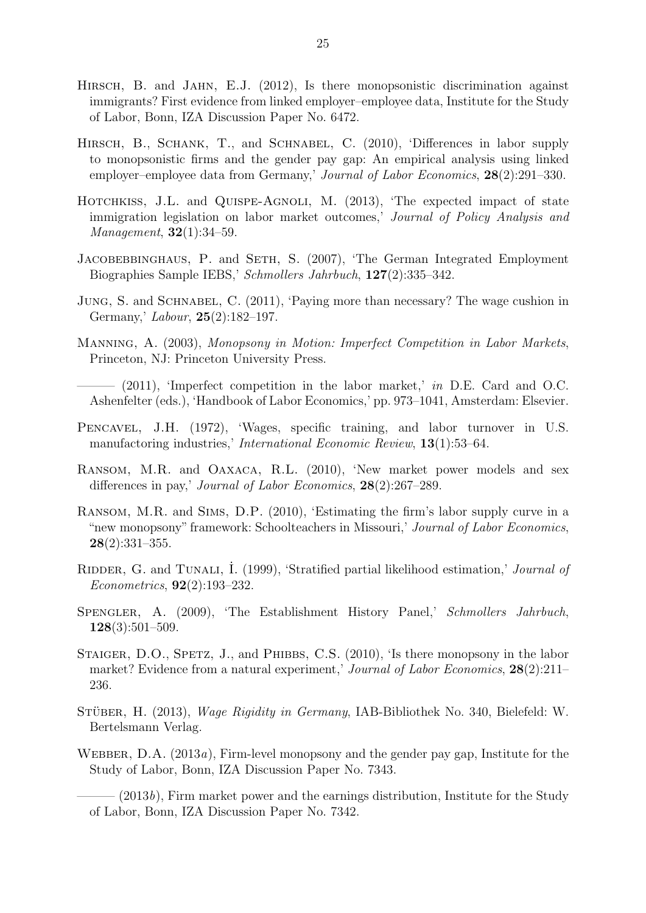Hirsch, B. and Jahn, E.J. (2012), Is there monopsonistic discrimination against immigrants? First evidence from linked employer–employee data, Institute for the Study of Labor, Bonn, IZA Discussion Paper No. 6472.

Hirsch, B., Schank, T., and Schnabel, C. (2010), 'Differences in labor supply to monopsonistic firms and the gender pay gap: An empirical analysis using linked employer–employee data from Germany,' *Journal of Labor Economics*, **28**(2):291–330.

Hotchkiss, J.L. and Quispe-Agnoli, M. (2013), 'The expected impact of state immigration legislation on labor market outcomes,' *Journal of Policy Analysis and Management*, **32**(1):34–59.

Jacobebbinghaus, P. and Seth, S. (2007), 'The German Integrated Employment Biographies Sample IEBS,' *Schmollers Jahrbuch*, **127**(2):335–342.

Jung, S. and Schnabel, C. (2011), 'Paying more than necessary? The wage cushion in Germany,' *Labour*, **25**(2):182–197.

Manning, A. (2003), *Monopsony in Motion: Imperfect Competition in Labor Markets*, Princeton, NJ: Princeton University Press.

——— (2011), 'Imperfect competition in the labor market,' *in* D.E. Card and O.C. Ashenfelter (eds.), 'Handbook of Labor Economics,' pp. 973–1041, Amsterdam: Elsevier.

Pencavel, J.H. (1972), 'Wages, specific training, and labor turnover in U.S. manufactoring industries,' *International Economic Review*, **13**(1):53–64.

Ransom, M.R. and Oaxaca, R.L. (2010), 'New market power models and sex differences in pay,' *Journal of Labor Economics*, **28**(2):267–289.

Ransom, M.R. and Sims, D.P. (2010), 'Estimating the firm's labor supply curve in a "new monopsony" framework: Schoolteachers in Missouri,' *Journal of Labor Economics*, **28**(2):331–355.

Ridder, G. and Tunali, İ. (1999), 'Stratified partial likelihood estimation,' *Journal of Econometrics*, **92**(2):193–232.

Spengler, A. (2009), 'The Establishment History Panel,' *Schmollers Jahrbuch*, **128**(3):501–509.

Staiger, D.O., Spetz, J., and Phibbs, C.S. (2010), 'Is there monopsony in the labor market? Evidence from a natural experiment,' *Journal of Labor Economics*, **28**(2):211–236.

Stüber, H. (2013), *Wage Rigidity in Germany*, IAB-Bibliothek No. 340, Bielefeld: W. Bertelsmann Verlag.

Webber, D.A. (2013*a*), Firm-level monopsony and the gender pay gap, Institute for the Study of Labor, Bonn, IZA Discussion Paper No. 7343.

——— (2013*b*), Firm market power and the earnings distribution, Institute for the Study of Labor, Bonn, IZA Discussion Paper No. 7342.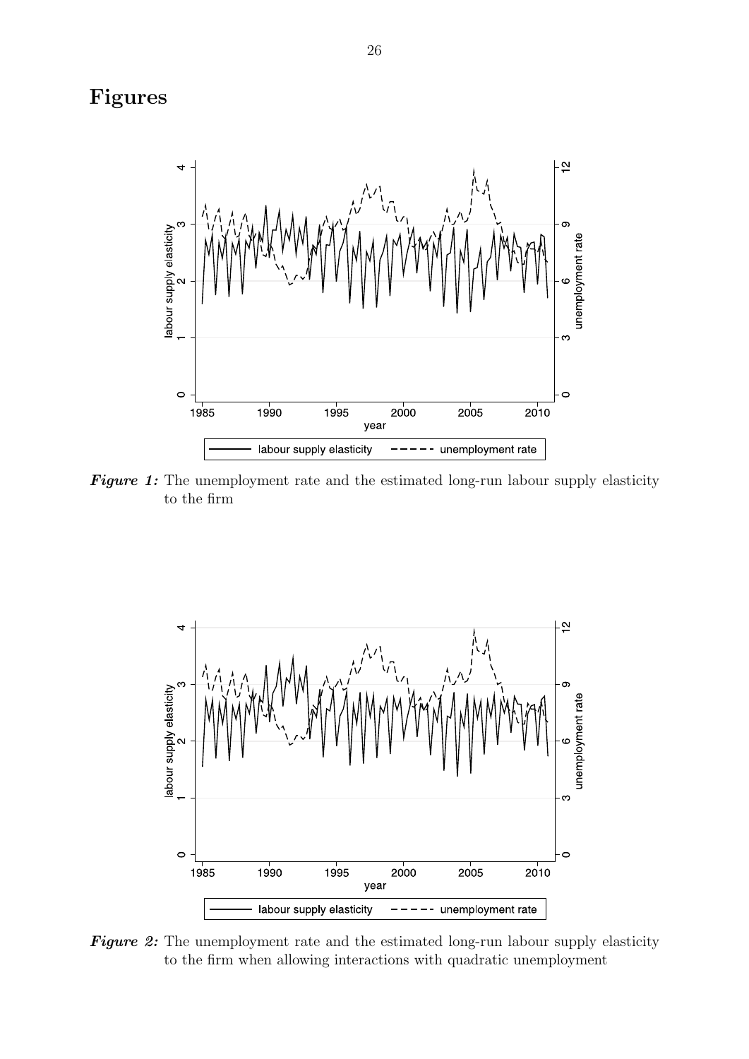# Figures

***Figure 1:*** The unemployment rate and the estimated long-run labour supply elasticity to the firm

***Figure 2:*** The unemployment rate and the estimated long-run labour supply elasticity to the firm when allowing interactions with quadratic unemployment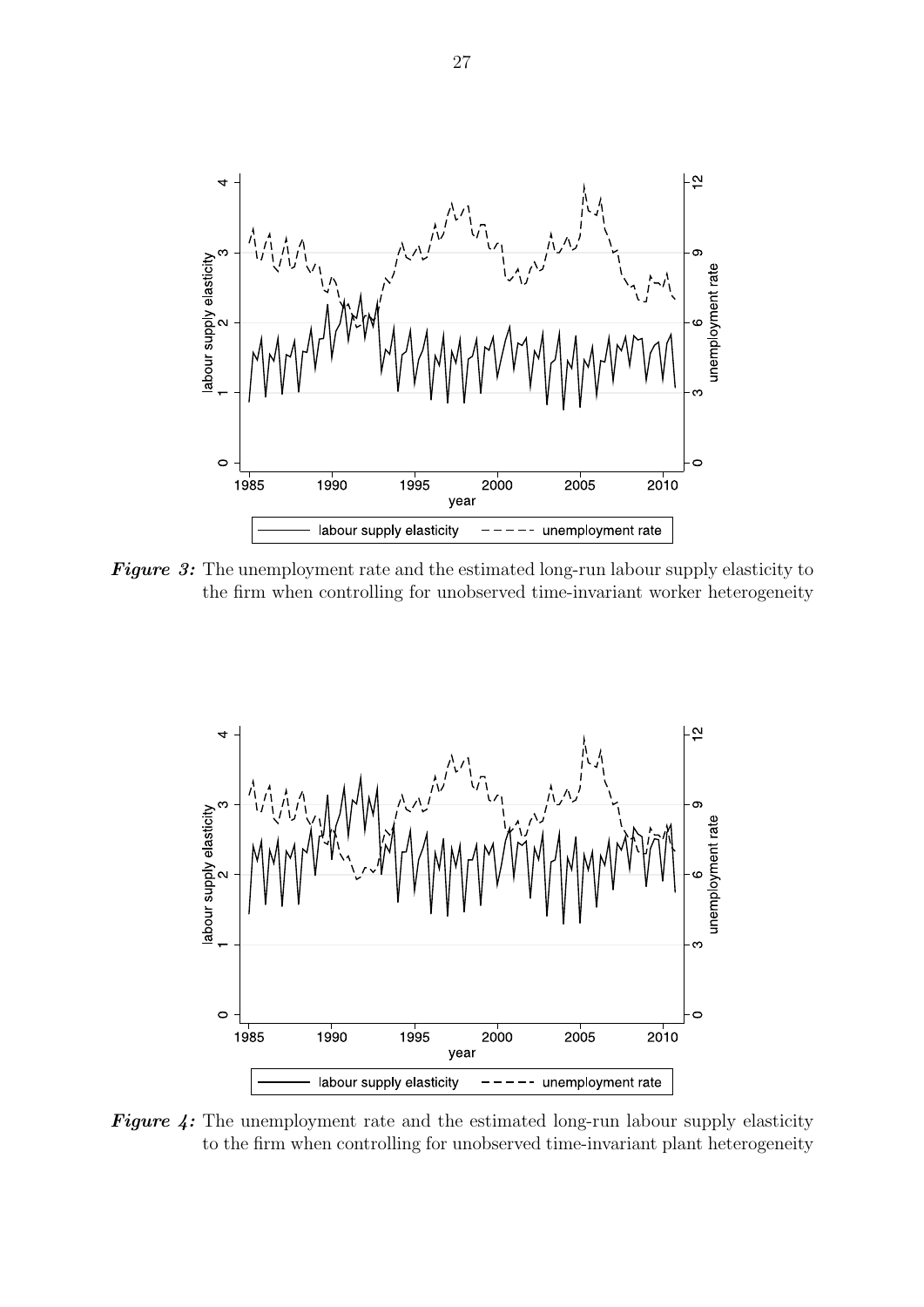***Figure 3:*** The unemployment rate and the estimated long-run labour supply elasticity to the firm when controlling for unobserved time-invariant worker heterogeneity

***Figure 4:*** The unemployment rate and the estimated long-run labour supply elasticity to the firm when controlling for unobserved time-invariant plant heterogeneity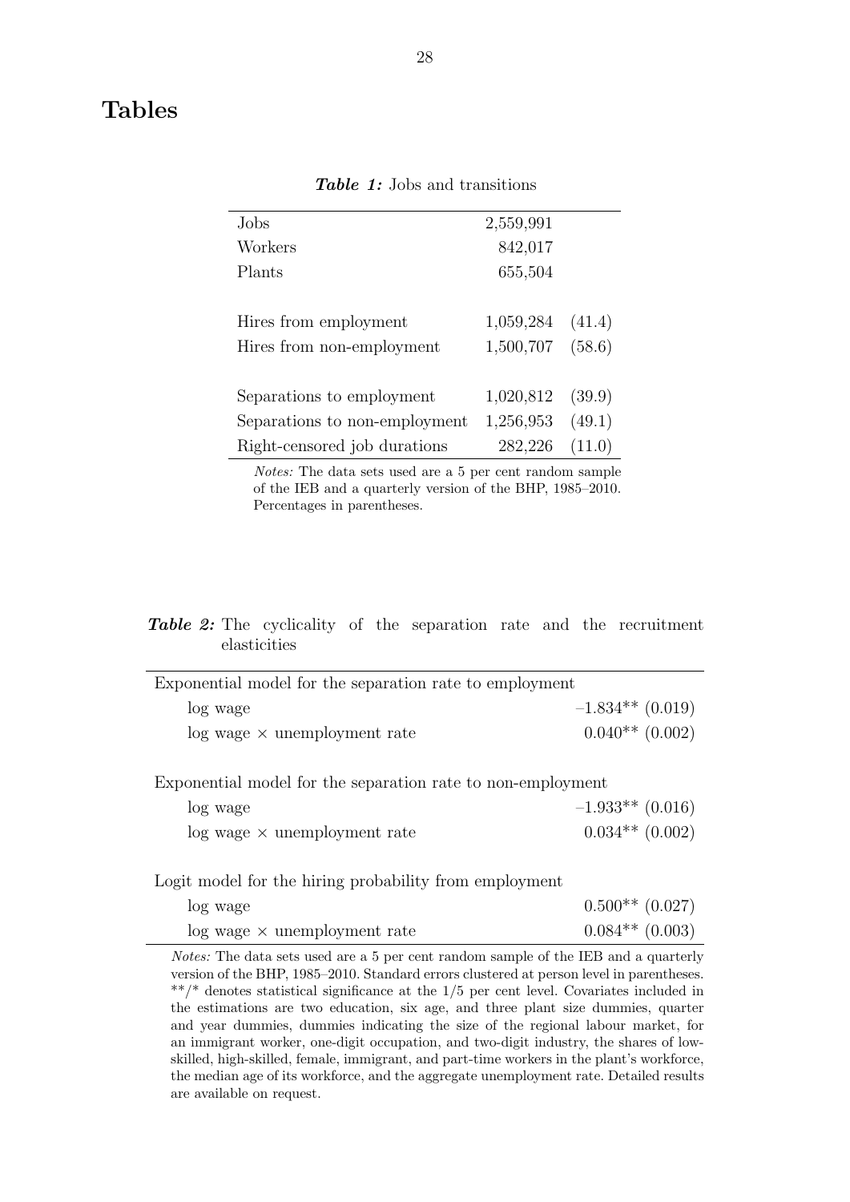# Tables

***Table 1:*** Jobs and transitions

| | | |
|---|---|---|
| Jobs | 2,559,991 | |
| Workers | 842,017 | |
| Plants | 655,504 | |
| | | |
| Hires from employment | 1,059,284 | (41.4) |
| Hires from non-employment | 1,500,707 | (58.6) |
| | | |
| Separations to employment | 1,020,812 | (39.9) |
| Separations to non-employment | 1,256,953 | (49.1) |
| Right-censored job durations | 282,226 | (11.0) |

*Notes:* The data sets used are a 5 per cent random sample of the IEB and a quarterly version of the BHP, 1985–2010. Percentages in parentheses.

***Table 2:*** The cyclicality of the separation rate and the recruitment elasticities

| | |
|---|---|
| Exponential model for the separation rate to employment | |
| log wage | –1.834** (0.019) |
| log wage × unemployment rate | 0.040** (0.002) |
| | |
| Exponential model for the separation rate to non-employment | |
| log wage | –1.933** (0.016) |
| log wage × unemployment rate | 0.034** (0.002) |
| | |
| Logit model for the hiring probability from employment | |
| log wage | 0.500** (0.027) |
| log wage × unemployment rate | 0.084** (0.003) |

*Notes:* The data sets used are a 5 per cent random sample of the IEB and a quarterly version of the BHP, 1985–2010. Standard errors clustered at person level in parentheses. **/* denotes statistical significance at the 1/5 per cent level. Covariates included in the estimations are two education, six age, and three plant size dummies, quarter and year dummies, dummies indicating the size of the regional labour market, for an immigrant worker, one-digit occupation, and two-digit industry, the shares of low-skilled, high-skilled, female, immigrant, and part-time workers in the plant's workforce, the median age of its workforce, and the aggregate unemployment rate. Detailed results are available on request.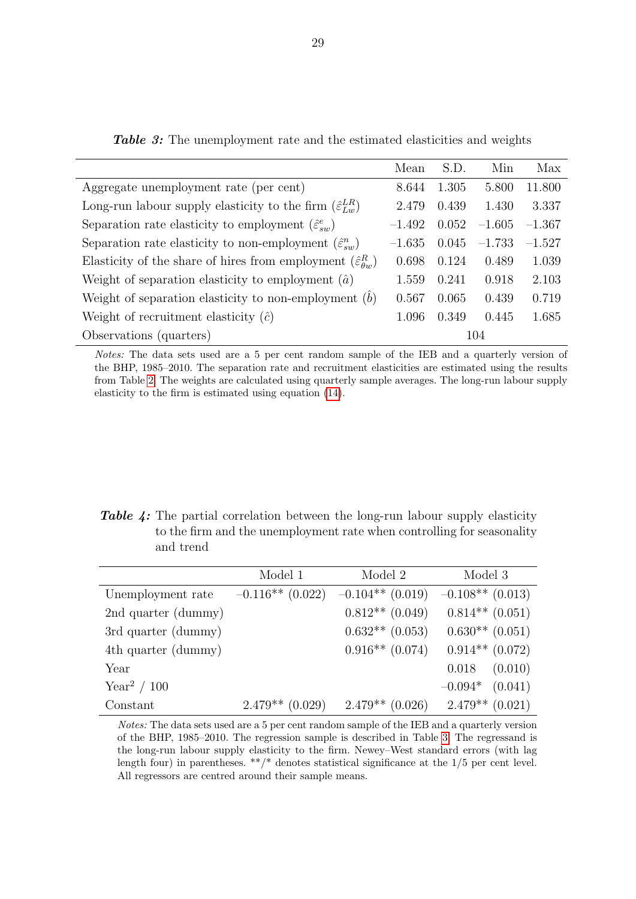***Table 3:*** The unemployment rate and the estimated elasticities and weights

| | Mean | S.D. | Min | Max |
|---|---|---|---|---|
| Aggregate unemployment rate (per cent) | 8.644 | 1.305 | 5.800 | 11.800 |
| Long-run labour supply elasticity to the firm ($\hat{\varepsilon}_{Lw}^{LR}$) | 2.479 | 0.439 | 1.430 | 3.337 |
| Separation rate elasticity to employment ($\hat{\varepsilon}_{sw}^{e}$) | −1.492 | 0.052 | −1.605 | −1.367 |
| Separation rate elasticity to non-employment ($\hat{\varepsilon}_{sw}^{n}$) | −1.635 | 0.045 | −1.733 | −1.527 |
| Elasticity of the share of hires from employment ($\hat{\varepsilon}_{\theta w}^{R}$) | 0.698 | 0.124 | 0.489 | 1.039 |
| Weight of separation elasticity to employment ($\hat{a}$) | 1.559 | 0.241 | 0.918 | 2.103 |
| Weight of separation elasticity to non-employment ($\hat{b}$) | 0.567 | 0.065 | 0.439 | 0.719 |
| Weight of recruitment elasticity ($\hat{c}$) | 1.096 | 0.349 | 0.445 | 1.685 |
| Observations (quarters) | | 104 | | |

*Notes:* The data sets used are a 5 per cent random sample of the IEB and a quarterly version of the BHP, 1985–2010. The separation rate and recruitment elasticities are estimated using the results from Table 2. The weights are calculated using quarterly sample averages. The long-run labour supply elasticity to the firm is estimated using equation (14).

***Table 4:*** The partial correlation between the long-run labour supply elasticity to the firm and the unemployment rate when controlling for seasonality and trend

| | Model 1 | Model 2 | Model 3 |
|---|---|---|---|
| Unemployment rate | −0.116** (0.022) | −0.104** (0.019) | −0.108** (0.013) |
| 2nd quarter (dummy) | | 0.812** (0.049) | 0.814** (0.051) |
| 3rd quarter (dummy) | | 0.632** (0.053) | 0.630** (0.051) |
| 4th quarter (dummy) | | 0.916** (0.074) | 0.914** (0.072) |
| Year | | | 0.018 (0.010) |
| Year$^2$ / 100 | | | −0.094* (0.041) |
| Constant | 2.479** (0.029) | 2.479** (0.026) | 2.479** (0.021) |

*Notes:* The data sets used are a 5 per cent random sample of the IEB and a quarterly version of the BHP, 1985–2010. The regression sample is described in Table 3. The regressand is the long-run labour supply elasticity to the firm. Newey–West standard errors (with lag length four) in parentheses. **/* denotes statistical significance at the 1/5 per cent level. All regressors are centred around their sample means.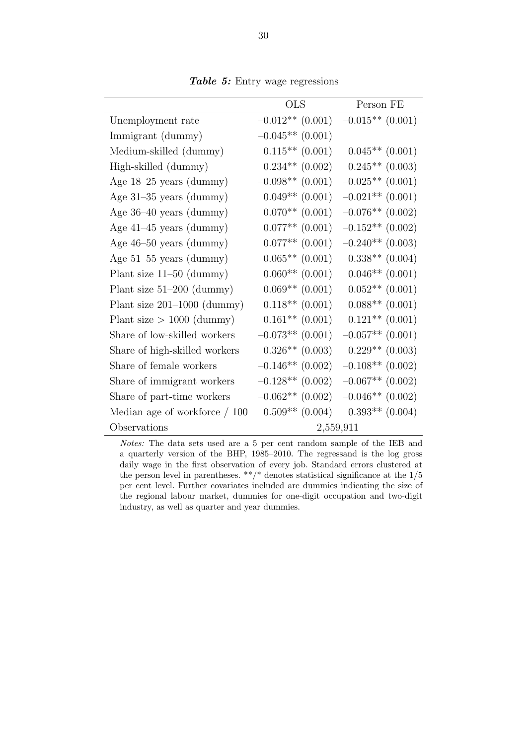***Table 5:*** Entry wage regressions

| | OLS | Person FE |
|---|---|---|
| Unemployment rate | –0.012** (0.001) | –0.015** (0.001) |
| Immigrant (dummy) | –0.045** (0.001) | |
| Medium-skilled (dummy) | 0.115** (0.001) | 0.045** (0.001) |
| High-skilled (dummy) | 0.234** (0.002) | 0.245** (0.003) |
| Age 18–25 years (dummy) | –0.098** (0.001) | –0.025** (0.001) |
| Age 31–35 years (dummy) | 0.049** (0.001) | –0.021** (0.001) |
| Age 36–40 years (dummy) | 0.070** (0.001) | –0.076** (0.002) |
| Age 41–45 years (dummy) | 0.077** (0.001) | –0.152** (0.002) |
| Age 46–50 years (dummy) | 0.077** (0.001) | –0.240** (0.003) |
| Age 51–55 years (dummy) | 0.065** (0.001) | –0.338** (0.004) |
| Plant size 11–50 (dummy) | 0.060** (0.001) | 0.046** (0.001) |
| Plant size 51–200 (dummy) | 0.069** (0.001) | 0.052** (0.001) |
| Plant size 201–1000 (dummy) | 0.118** (0.001) | 0.088** (0.001) |
| Plant size $>$ 1000 (dummy) | 0.161** (0.001) | 0.121** (0.001) |
| Share of low-skilled workers | –0.073** (0.001) | –0.057** (0.001) |
| Share of high-skilled workers | 0.326** (0.003) | 0.229** (0.003) |
| Share of female workers | –0.146** (0.002) | –0.108** (0.002) |
| Share of immigrant workers | –0.128** (0.002) | –0.067** (0.002) |
| Share of part-time workers | –0.062** (0.002) | –0.046** (0.002) |
| Median age of workforce / 100 | 0.509** (0.004) | 0.393** (0.004) |
| Observations | 2,559,911 | |

*Notes:* The data sets used are a 5 per cent random sample of the IEB and a quarterly version of the BHP, 1985–2010. The regressand is the log gross daily wage in the first observation of every job. Standard errors clustered at the person level in parentheses. **/* denotes statistical significance at the 1/5 per cent level. Further covariates included are dummies indicating the size of the regional labour market, dummies for one-digit occupation and two-digit industry, as well as quarter and year dummies.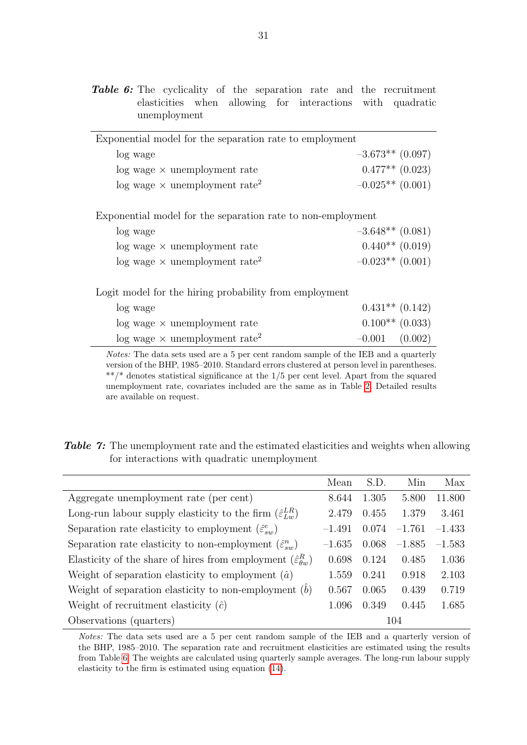***Table 6:*** The cyclicality of the separation rate and the recruitment elasticities when allowing for interactions with quadratic unemployment

| | |
|---|---|
| Exponential model for the separation rate to employment | |
| log wage | –3.673** (0.097) |
| log wage × unemployment rate | 0.477** (0.023) |
| log wage × unemployment rate$^2$ | –0.025** (0.001) |
| | |
| Exponential model for the separation rate to non-employment | |
| log wage | –3.648** (0.081) |
| log wage × unemployment rate | 0.440** (0.019) |
| log wage × unemployment rate$^2$ | –0.023** (0.001) |
| | |
| Logit model for the hiring probability from employment | |
| log wage | 0.431** (0.142) |
| log wage × unemployment rate | 0.100** (0.033) |
| log wage × unemployment rate$^2$ | –0.001 (0.002) |

*Notes:* The data sets used are a 5 per cent random sample of the IEB and a quarterly version of the BHP, 1985–2010. Standard errors clustered at person level in parentheses. **/* denotes statistical significance at the 1/5 per cent level. Apart from the squared unemployment rate, covariates included are the same as in Table 2. Detailed results are available on request.

***Table 7:*** The unemployment rate and the estimated elasticities and weights when allowing for interactions with quadratic unemployment

| | Mean | S.D. | Min | Max |
|---|---|---|---|---|
| Aggregate unemployment rate (per cent) | 8.644 | 1.305 | 5.800 | 11.800 |
| Long-run labour supply elasticity to the firm ($\hat{\varepsilon}_{Lw}^{LR}$) | 2.479 | 0.455 | 1.379 | 3.461 |
| Separation rate elasticity to employment ($\hat{\varepsilon}_{sw}^{e}$) | –1.491 | 0.074 | –1.761 | –1.433 |
| Separation rate elasticity to non-employment ($\hat{\varepsilon}_{sw}^{n}$) | –1.635 | 0.068 | –1.885 | –1.583 |
| Elasticity of the share of hires from employment ($\hat{\varepsilon}_{\theta w}^{R}$) | 0.698 | 0.124 | 0.485 | 1.036 |
| Weight of separation elasticity to employment ($\hat{a}$) | 1.559 | 0.241 | 0.918 | 2.103 |
| Weight of separation elasticity to non-employment ($\hat{b}$) | 0.567 | 0.065 | 0.439 | 0.719 |
| Weight of recruitment elasticity ($\hat{c}$) | 1.096 | 0.349 | 0.445 | 1.685 |
| Observations (quarters) | | 104 | | |

*Notes:* The data sets used are a 5 per cent random sample of the IEB and a quarterly version of the BHP, 1985–2010. The separation rate and recruitment elasticities are estimated using the results from Table 6. The weights are calculated using quarterly sample averages. The long-run labour supply elasticity to the firm is estimated using equation (14).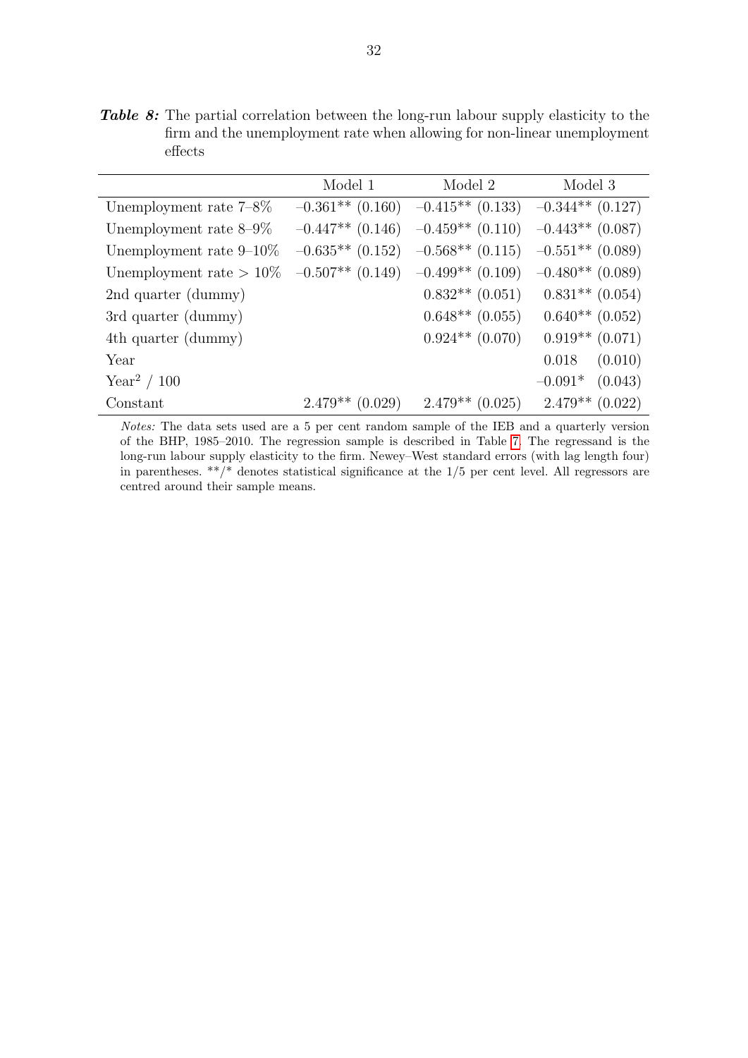**Table 8:** The partial correlation between the long-run labour supply elasticity to the firm and the unemployment rate when allowing for non-linear unemployment effects

| | Model 1 | Model 2 | Model 3 |
|---|---|---|---|
| Unemployment rate 7–8% | –0.361** (0.160) | –0.415** (0.133) | –0.344** (0.127) |
| Unemployment rate 8–9% | –0.447** (0.146) | –0.459** (0.110) | –0.443** (0.087) |
| Unemployment rate 9–10% | –0.635** (0.152) | –0.568** (0.115) | –0.551** (0.089) |
| Unemployment rate > 10% | –0.507** (0.149) | –0.499** (0.109) | –0.480** (0.089) |
| 2nd quarter (dummy) | | 0.832** (0.051) | 0.831** (0.054) |
| 3rd quarter (dummy) | | 0.648** (0.055) | 0.640** (0.052) |
| 4th quarter (dummy) | | 0.924** (0.070) | 0.919** (0.071) |
| Year | | | 0.018 (0.010) |
| $\text{Year}^2$ / 100 | | | –0.091* (0.043) |
| Constant | 2.479** (0.029) | 2.479** (0.025) | 2.479** (0.022) |

*Notes:* The data sets used are a 5 per cent random sample of the IEB and a quarterly version of the BHP, 1985–2010. The regression sample is described in Table 7. The regressand is the long-run labour supply elasticity to the firm. Newey–West standard errors (with lag length four) in parentheses. **/* denotes statistical significance at the 1/5 per cent level. All regressors are centred around their sample means.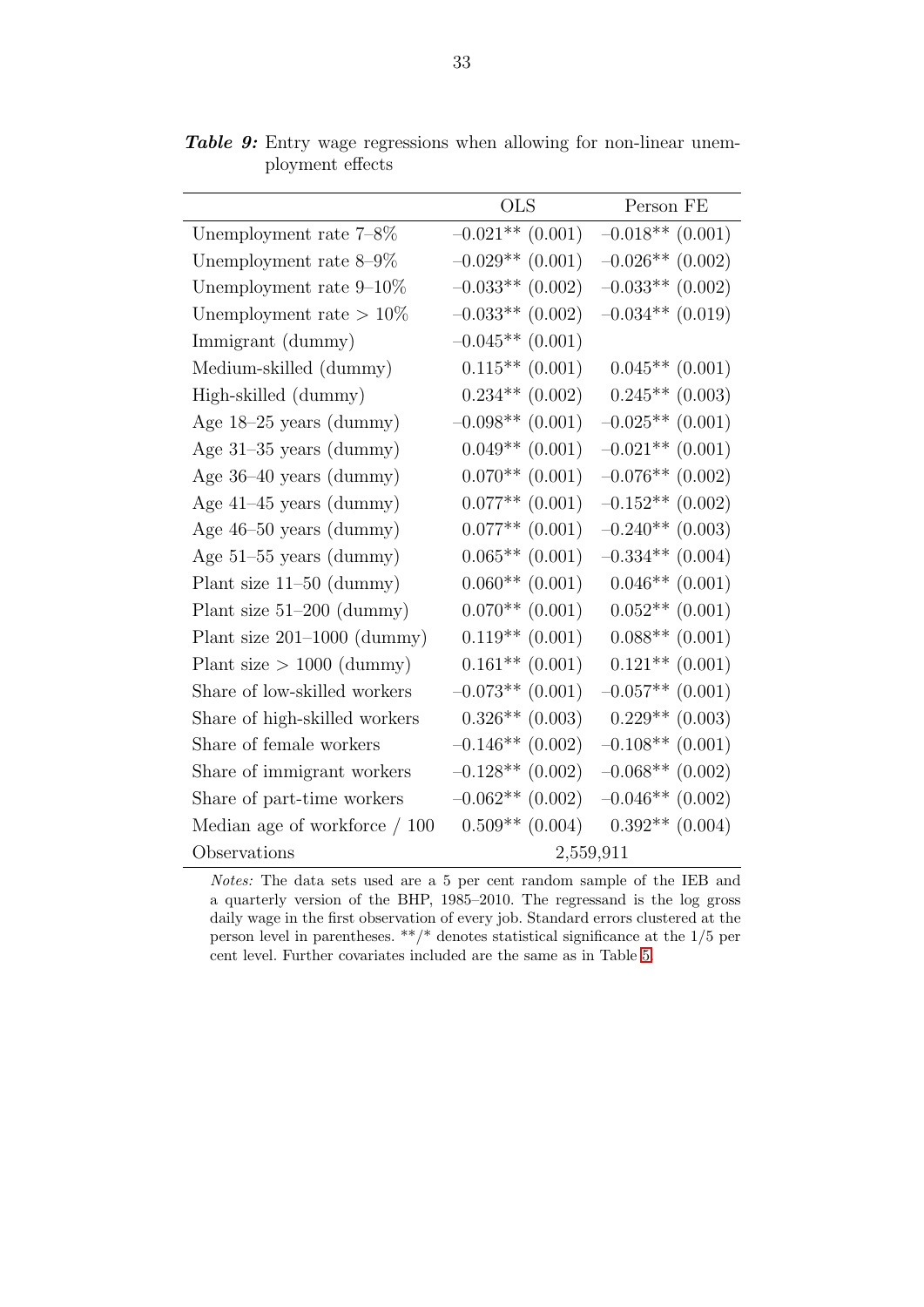**Table 9:** Entry wage regressions when allowing for non-linear unemployment effects

| | OLS | Person FE |
|---|---|---|
| Unemployment rate 7–8% | –0.021** (0.001) | –0.018** (0.001) |
| Unemployment rate 8–9% | –0.029** (0.001) | –0.026** (0.002) |
| Unemployment rate 9–10% | –0.033** (0.002) | –0.033** (0.002) |
| Unemployment rate > 10% | –0.033** (0.002) | –0.034** (0.019) |
| Immigrant (dummy) | –0.045** (0.001) | |
| Medium-skilled (dummy) | 0.115** (0.001) | 0.045** (0.001) |
| High-skilled (dummy) | 0.234** (0.002) | 0.245** (0.003) |
| Age 18–25 years (dummy) | –0.098** (0.001) | –0.025** (0.001) |
| Age 31–35 years (dummy) | 0.049** (0.001) | –0.021** (0.001) |
| Age 36–40 years (dummy) | 0.070** (0.001) | –0.076** (0.002) |
| Age 41–45 years (dummy) | 0.077** (0.001) | –0.152** (0.002) |
| Age 46–50 years (dummy) | 0.077** (0.001) | –0.240** (0.003) |
| Age 51–55 years (dummy) | 0.065** (0.001) | –0.334** (0.004) |
| Plant size 11–50 (dummy) | 0.060** (0.001) | 0.046** (0.001) |
| Plant size 51–200 (dummy) | 0.070** (0.001) | 0.052** (0.001) |
| Plant size 201–1000 (dummy) | 0.119** (0.001) | 0.088** (0.001) |
| Plant size > 1000 (dummy) | 0.161** (0.001) | 0.121** (0.001) |
| Share of low-skilled workers | –0.073** (0.001) | –0.057** (0.001) |
| Share of high-skilled workers | 0.326** (0.003) | 0.229** (0.003) |
| Share of female workers | –0.146** (0.002) | –0.108** (0.001) |
| Share of immigrant workers | –0.128** (0.002) | –0.068** (0.002) |
| Share of part-time workers | –0.062** (0.002) | –0.046** (0.002) |
| Median age of workforce / 100 | 0.509** (0.004) | 0.392** (0.004) |
| Observations | 2,559,911 | |

*Notes:* The data sets used are a 5 per cent random sample of the IEB and a quarterly version of the BHP, 1985–2010. The regressand is the log gross daily wage in the first observation of every job. Standard errors clustered at the person level in parentheses. **/* denotes statistical significance at the 1/5 per cent level. Further covariates included are the same as in Table 5.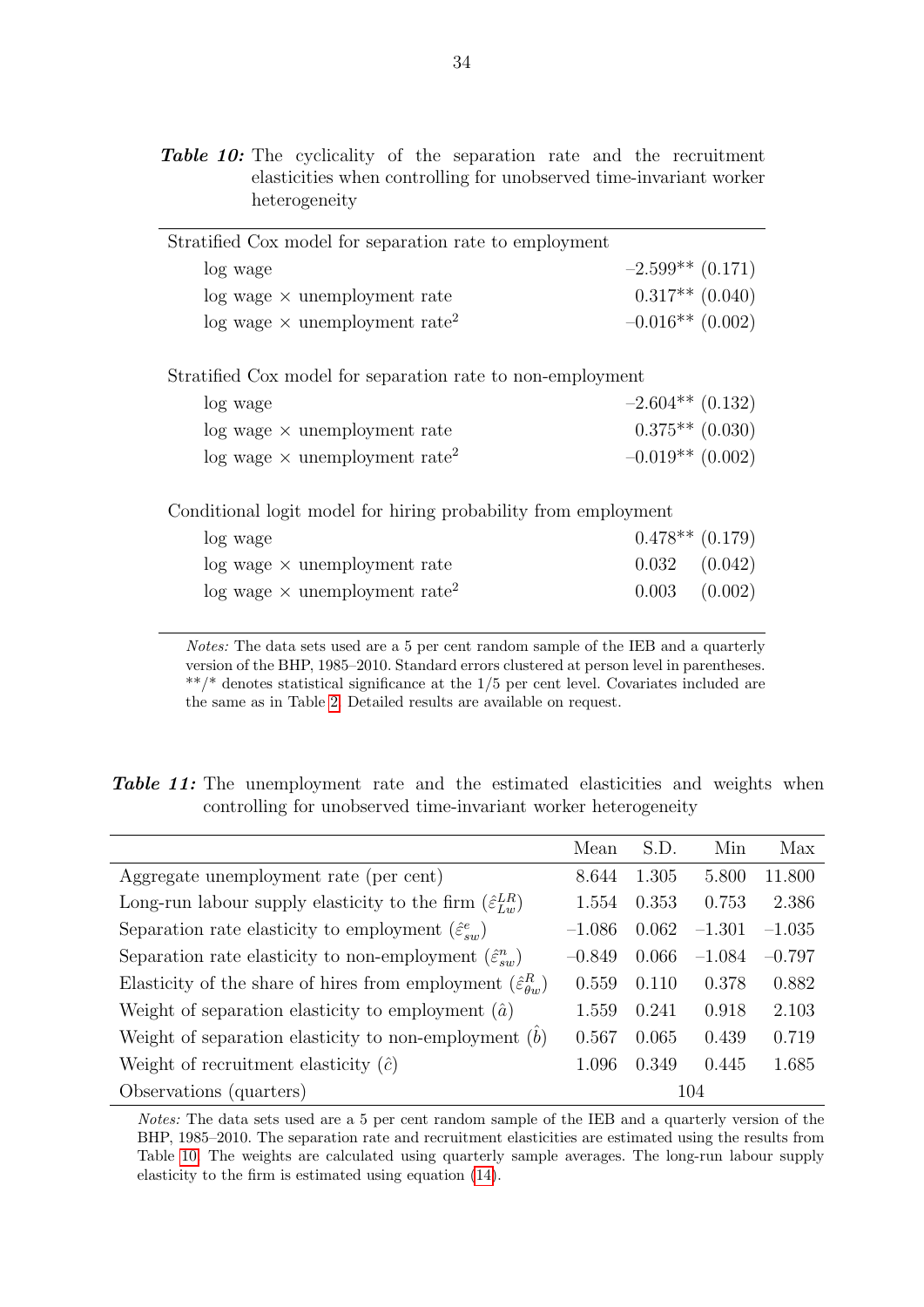***Table 10:*** The cyclicality of the separation rate and the recruitment elasticities when controlling for unobserved time-invariant worker heterogeneity

| | |
|---|---|
| Stratified Cox model for separation rate to employment | |
| log wage | –2.599** (0.171) |
| log wage × unemployment rate | 0.317** (0.040) |
| log wage × unemployment rate$^2$ | –0.016** (0.002) |
| | |
| Stratified Cox model for separation rate to non-employment | |
| log wage | –2.604** (0.132) |
| log wage × unemployment rate | 0.375** (0.030) |
| log wage × unemployment rate$^2$ | –0.019** (0.002) |
| | |
| Conditional logit model for hiring probability from employment | |
| log wage | 0.478** (0.179) |
| log wage × unemployment rate | 0.032 (0.042) |
| log wage × unemployment rate$^2$ | 0.003 (0.002) |

*Notes:* The data sets used are a 5 per cent random sample of the IEB and a quarterly version of the BHP, 1985–2010. Standard errors clustered at person level in parentheses. **/* denotes statistical significance at the 1/5 per cent level. Covariates included are the same as in Table 2. Detailed results are available on request.

***Table 11:*** The unemployment rate and the estimated elasticities and weights when controlling for unobserved time-invariant worker heterogeneity

| | Mean | S.D. | Min | Max |
|---|---|---|---|---|
| Aggregate unemployment rate (per cent) | 8.644 | 1.305 | 5.800 | 11.800 |
| Long-run labour supply elasticity to the firm ($\hat{\varepsilon}^{LR}_{Lw}$) | 1.554 | 0.353 | 0.753 | 2.386 |
| Separation rate elasticity to employment ($\hat{\varepsilon}^{e}_{sw}$) | –1.086 | 0.062 | –1.301 | –1.035 |
| Separation rate elasticity to non-employment ($\hat{\varepsilon}^{n}_{sw}$) | –0.849 | 0.066 | –1.084 | –0.797 |
| Elasticity of the share of hires from employment ($\hat{\varepsilon}^{R}_{\theta w}$) | 0.559 | 0.110 | 0.378 | 0.882 |
| Weight of separation elasticity to employment ($\hat{a}$) | 1.559 | 0.241 | 0.918 | 2.103 |
| Weight of separation elasticity to non-employment ($\hat{b}$) | 0.567 | 0.065 | 0.439 | 0.719 |
| Weight of recruitment elasticity ($\hat{c}$) | 1.096 | 0.349 | 0.445 | 1.685 |
| Observations (quarters) | 104 | | | |

*Notes:* The data sets used are a 5 per cent random sample of the IEB and a quarterly version of the BHP, 1985–2010. The separation rate and recruitment elasticities are estimated using the results from Table 10. The weights are calculated using quarterly sample averages. The long-run labour supply elasticity to the firm is estimated using equation (14).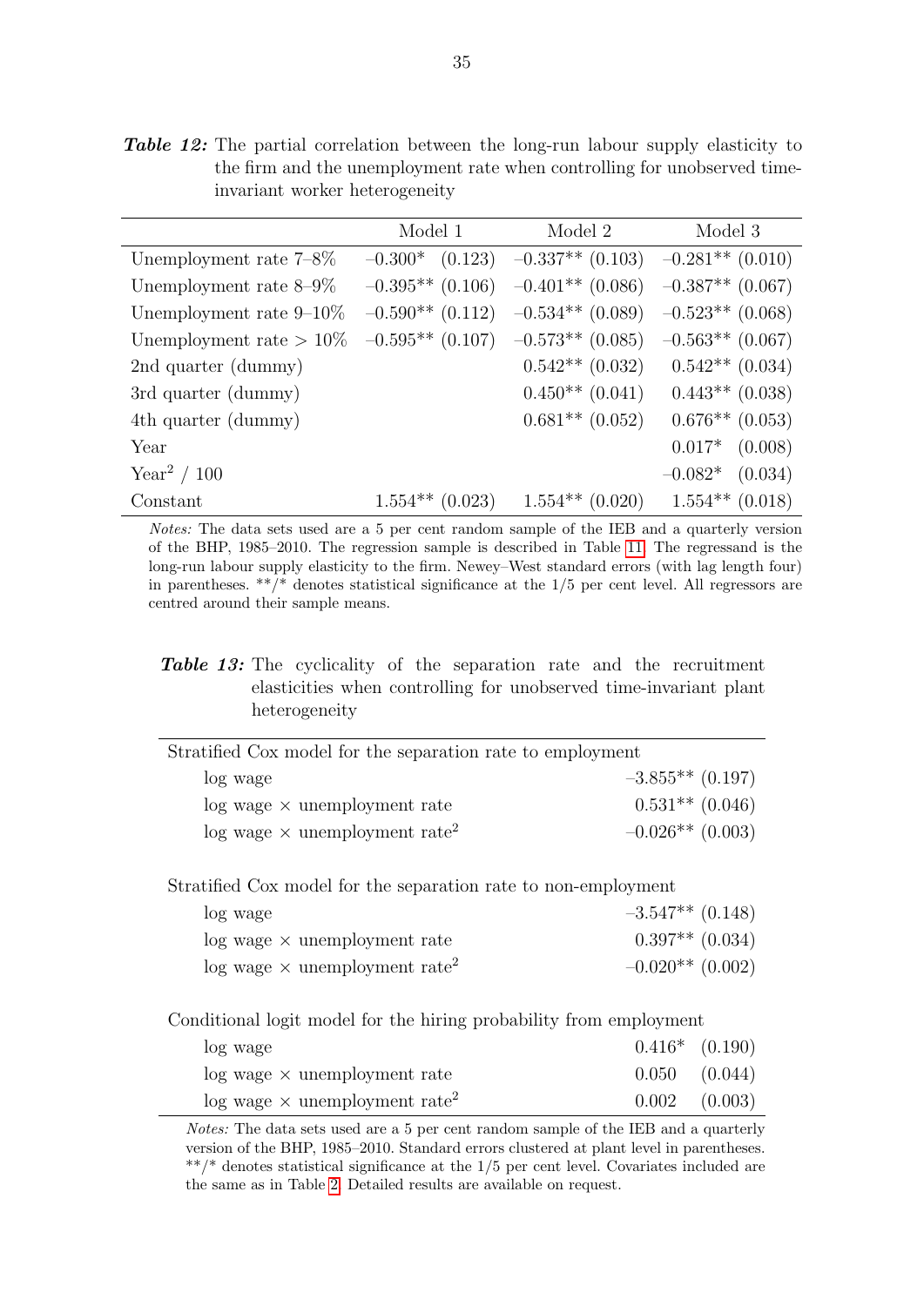***Table 12:*** The partial correlation between the long-run labour supply elasticity to the firm and the unemployment rate when controlling for unobserved time-invariant worker heterogeneity

| | Model 1 | Model 2 | Model 3 |
|---|---|---|---|
| Unemployment rate 7–8% | –0.300* (0.123) | –0.337** (0.103) | –0.281** (0.010) |
| Unemployment rate 8–9% | –0.395** (0.106) | –0.401** (0.086) | –0.387** (0.067) |
| Unemployment rate 9–10% | –0.590** (0.112) | –0.534** (0.089) | –0.523** (0.068) |
| Unemployment rate > 10% | –0.595** (0.107) | –0.573** (0.085) | –0.563** (0.067) |
| 2nd quarter (dummy) | | 0.542** (0.032) | 0.542** (0.034) |
| 3rd quarter (dummy) | | 0.450** (0.041) | 0.443** (0.038) |
| 4th quarter (dummy) | | 0.681** (0.052) | 0.676** (0.053) |
| Year | | | 0.017* (0.008) |
| Year$^2$ / 100 | | | –0.082* (0.034) |
| Constant | 1.554** (0.023) | 1.554** (0.020) | 1.554** (0.018) |

*Notes:* The data sets used are a 5 per cent random sample of the IEB and a quarterly version of the BHP, 1985–2010. The regression sample is described in Table 11. The regressand is the long-run labour supply elasticity to the firm. Newey–West standard errors (with lag length four) in parentheses. **/* denotes statistical significance at the 1/5 per cent level. All regressors are centred around their sample means.

***Table 13:*** The cyclicality of the separation rate and the recruitment elasticities when controlling for unobserved time-invariant plant heterogeneity

| | |
|---|---|
| **Stratified Cox model for the separation rate to employment** | |
| log wage | –3.855** (0.197) |
| log wage × unemployment rate | 0.531** (0.046) |
| log wage × unemployment rate$^2$ | –0.026** (0.003) |
| **Stratified Cox model for the separation rate to non-employment** | |
| log wage | –3.547** (0.148) |
| log wage × unemployment rate | 0.397** (0.034) |
| log wage × unemployment rate$^2$ | –0.020** (0.002) |
| **Conditional logit model for the hiring probability from employment** | |
| log wage | 0.416* (0.190) |
| log wage × unemployment rate | 0.050 (0.044) |
| log wage × unemployment rate$^2$ | 0.002 (0.003) |

*Notes:* The data sets used are a 5 per cent random sample of the IEB and a quarterly version of the BHP, 1985–2010. Standard errors clustered at plant level in parentheses. **/* denotes statistical significance at the 1/5 per cent level. Covariates included are the same as in Table 2. Detailed results are available on request.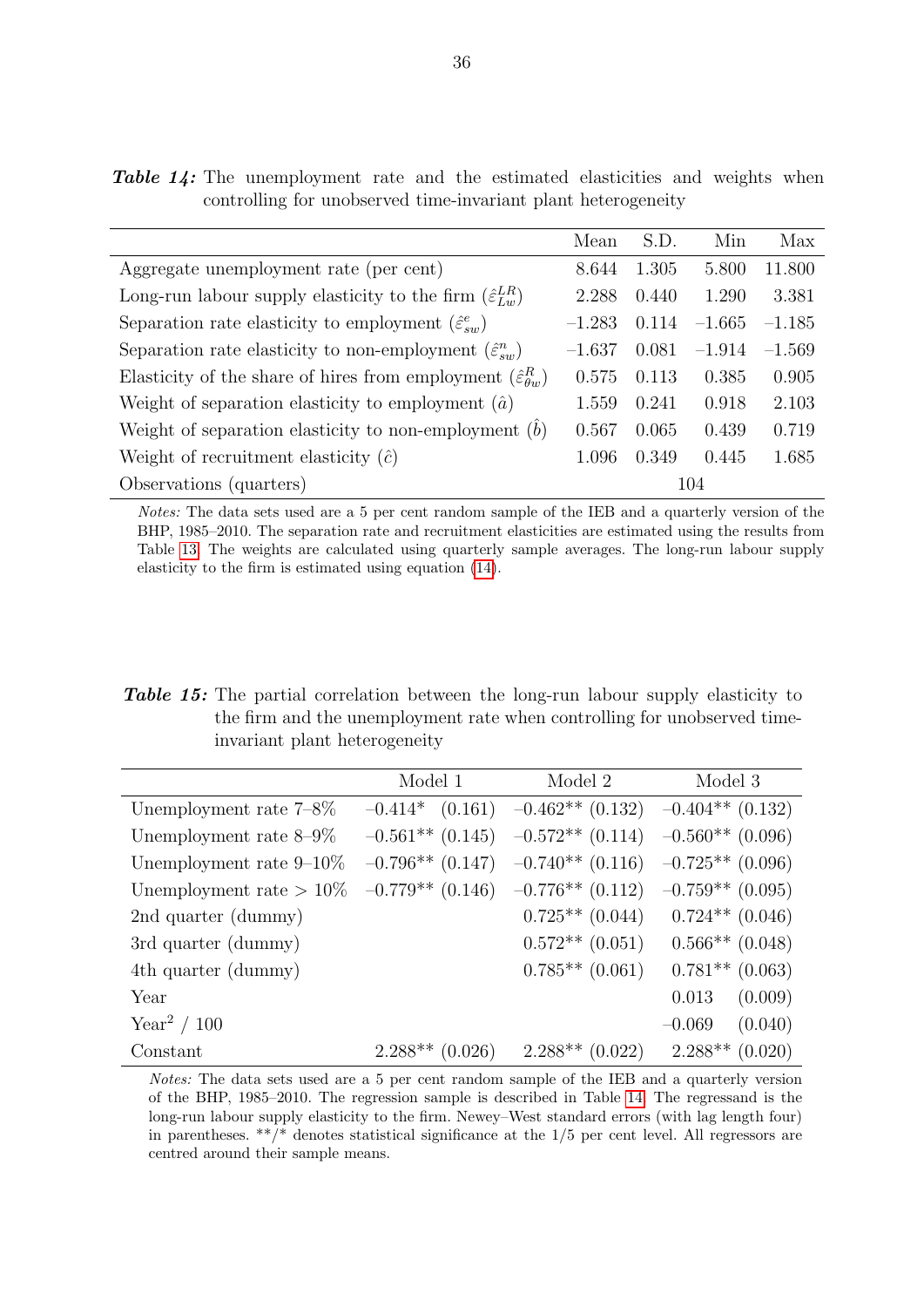***Table 14:*** The unemployment rate and the estimated elasticities and weights when controlling for unobserved time-invariant plant heterogeneity

| | Mean | S.D. | Min | Max |
|---|---|---|---|---|
| Aggregate unemployment rate (per cent) | 8.644 | 1.305 | 5.800 | 11.800 |
| Long-run labour supply elasticity to the firm ($\hat{\varepsilon}^{LR}_{Lw}$) | 2.288 | 0.440 | 1.290 | 3.381 |
| Separation rate elasticity to employment ($\hat{\varepsilon}^{e}_{sw}$) | –1.283 | 0.114 | –1.665 | –1.185 |
| Separation rate elasticity to non-employment ($\hat{\varepsilon}^{n}_{sw}$) | –1.637 | 0.081 | –1.914 | –1.569 |
| Elasticity of the share of hires from employment ($\hat{\varepsilon}^{R}_{\theta w}$) | 0.575 | 0.113 | 0.385 | 0.905 |
| Weight of separation elasticity to employment ($\hat{a}$) | 1.559 | 0.241 | 0.918 | 2.103 |
| Weight of separation elasticity to non-employment ($\hat{b}$) | 0.567 | 0.065 | 0.439 | 0.719 |
| Weight of recruitment elasticity ($\hat{c}$) | 1.096 | 0.349 | 0.445 | 1.685 |
| Observations (quarters) | | 104 | | |

*Notes:* The data sets used are a 5 per cent random sample of the IEB and a quarterly version of the BHP, 1985–2010. The separation rate and recruitment elasticities are estimated using the results from Table 13. The weights are calculated using quarterly sample averages. The long-run labour supply elasticity to the firm is estimated using equation (14).

***Table 15:*** The partial correlation between the long-run labour supply elasticity to the firm and the unemployment rate when controlling for unobserved time-invariant plant heterogeneity

| | Model 1 | Model 2 | Model 3 |
|---|---|---|---|
| Unemployment rate 7–8% | –0.414* (0.161) | –0.462** (0.132) | –0.404** (0.132) |
| Unemployment rate 8–9% | –0.561** (0.145) | –0.572** (0.114) | –0.560** (0.096) |
| Unemployment rate 9–10% | –0.796** (0.147) | –0.740** (0.116) | –0.725** (0.096) |
| Unemployment rate > 10% | –0.779** (0.146) | –0.776** (0.112) | –0.759** (0.095) |
| 2nd quarter (dummy) | | 0.725** (0.044) | 0.724** (0.046) |
| 3rd quarter (dummy) | | 0.572** (0.051) | 0.566** (0.048) |
| 4th quarter (dummy) | | 0.785** (0.061) | 0.781** (0.063) |
| Year | | | 0.013 (0.009) |
| Year$^2$ / 100 | | | –0.069 (0.040) |
| Constant | 2.288** (0.026) | 2.288** (0.022) | 2.288** (0.020) |

*Notes:* The data sets used are a 5 per cent random sample of the IEB and a quarterly version of the BHP, 1985–2010. The regression sample is described in Table 14. The regressand is the long-run labour supply elasticity to the firm. Newey–West standard errors (with lag length four) in parentheses. **/* denotes statistical significance at the 1/5 per cent level. All regressors are centred around their sample means.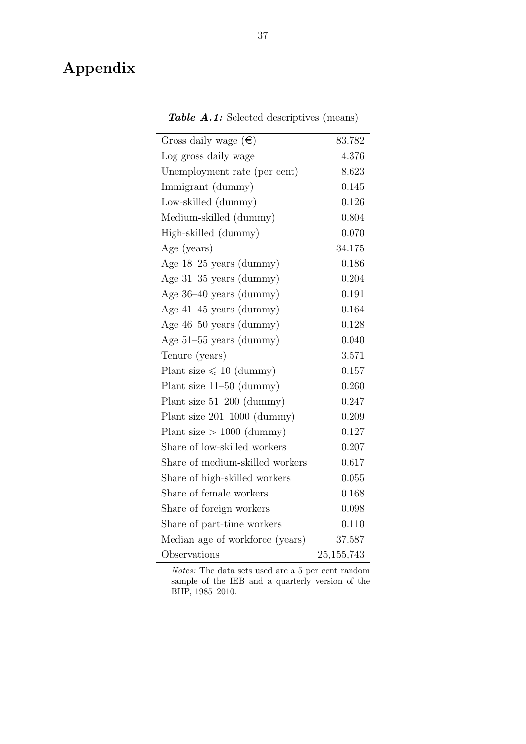# Appendix

***Table A.1:*** Selected descriptives (means)

| | |
|---|---:|
| Gross daily wage (€) | 83.782 |
| Log gross daily wage | 4.376 |
| Unemployment rate (per cent) | 8.623 |
| Immigrant (dummy) | 0.145 |
| Low-skilled (dummy) | 0.126 |
| Medium-skilled (dummy) | 0.804 |
| High-skilled (dummy) | 0.070 |
| Age (years) | 34.175 |
| Age 18–25 years (dummy) | 0.186 |
| Age 31–35 years (dummy) | 0.204 |
| Age 36–40 years (dummy) | 0.191 |
| Age 41–45 years (dummy) | 0.164 |
| Age 46–50 years (dummy) | 0.128 |
| Age 51–55 years (dummy) | 0.040 |
| Tenure (years) | 3.571 |
| Plant size $\leqslant 10$ (dummy) | 0.157 |
| Plant size 11–50 (dummy) | 0.260 |
| Plant size 51–200 (dummy) | 0.247 |
| Plant size 201–1000 (dummy) | 0.209 |
| Plant size $> 1000$ (dummy) | 0.127 |
| Share of low-skilled workers | 0.207 |
| Share of medium-skilled workers | 0.617 |
| Share of high-skilled workers | 0.055 |
| Share of female workers | 0.168 |
| Share of foreign workers | 0.098 |
| Share of part-time workers | 0.110 |
| Median age of workforce (years) | 37.587 |
| Observations | 25,155,743 |

*Notes:* The data sets used are a 5 per cent random sample of the IEB and a quarterly version of the BHP, 1985–2010.